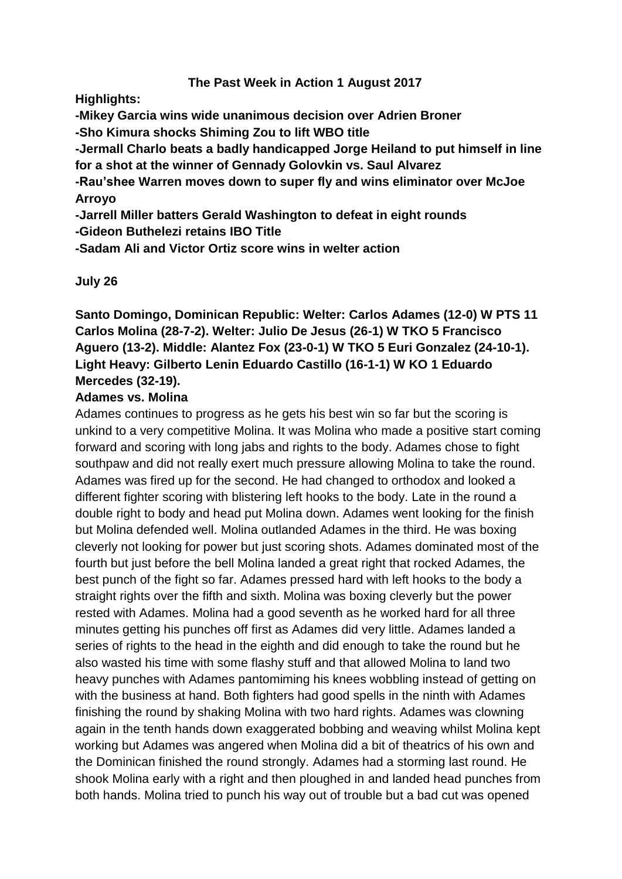# The Past Week in Action 1 August 2017

**Highlights:**

**-Mikey Garcia wins wide unanimous decision over Adrien Broner**
**-Sho Kimura shocks Shiming Zou to lift WBO title**
**-Jermall Charlo beats a badly handicapped Jorge Heiland to put himself in line for a shot at the winner of Gennady Golovkin vs. Saul Alvarez**
**-Rau'shee Warren moves down to super fly and wins eliminator over McJoe Arroyo**
**-Jarrell Miller batters Gerald Washington to defeat in eight rounds**
**-Gideon Buthelezi retains IBO Title**
**-Sadam Ali and Victor Ortiz score wins in welter action**

## July 26

**Santo Domingo, Dominican Republic: Welter: Carlos Adames (12-0) W PTS 11 Carlos Molina (28-7-2). Welter: Julio De Jesus (26-1) W TKO 5 Francisco Aguero (13-2). Middle: Alantez Fox (23-0-1) W TKO 5 Euri Gonzalez (24-10-1). Light Heavy: Gilberto Lenin Eduardo Castillo (16-1-1) W KO 1 Eduardo Mercedes (32-19).**

### Adames vs. Molina

Adames continues to progress as he gets his best win so far but the scoring is unkind to a very competitive Molina. It was Molina who made a positive start coming forward and scoring with long jabs and rights to the body. Adames chose to fight southpaw and did not really exert much pressure allowing Molina to take the round. Adames was fired up for the second. He had changed to orthodox and looked a different fighter scoring with blistering left hooks to the body. Late in the round a double right to body and head put Molina down. Adames went looking for the finish but Molina defended well. Molina outlanded Adames in the third. He was boxing cleverly not looking for power but just scoring shots. Adames dominated most of the fourth but just before the bell Molina landed a great right that rocked Adames, the best punch of the fight so far. Adames pressed hard with left hooks to the body a straight rights over the fifth and sixth. Molina was boxing cleverly but the power rested with Adames. Molina had a good seventh as he worked hard for all three minutes getting his punches off first as Adames did very little. Adames landed a series of rights to the head in the eighth and did enough to take the round but he also wasted his time with some flashy stuff and that allowed Molina to land two heavy punches with Adames pantomiming his knees wobbling instead of getting on with the business at hand. Both fighters had good spells in the ninth with Adames finishing the round by shaking Molina with two hard rights. Adames was clowning again in the tenth hands down exaggerated bobbing and weaving whilst Molina kept working but Adames was angered when Molina did a bit of theatrics of his own and the Dominican finished the round strongly. Adames had a storming last round. He shook Molina early with a right and then ploughed in and landed head punches from both hands. Molina tried to punch his way out of trouble but a bad cut was opened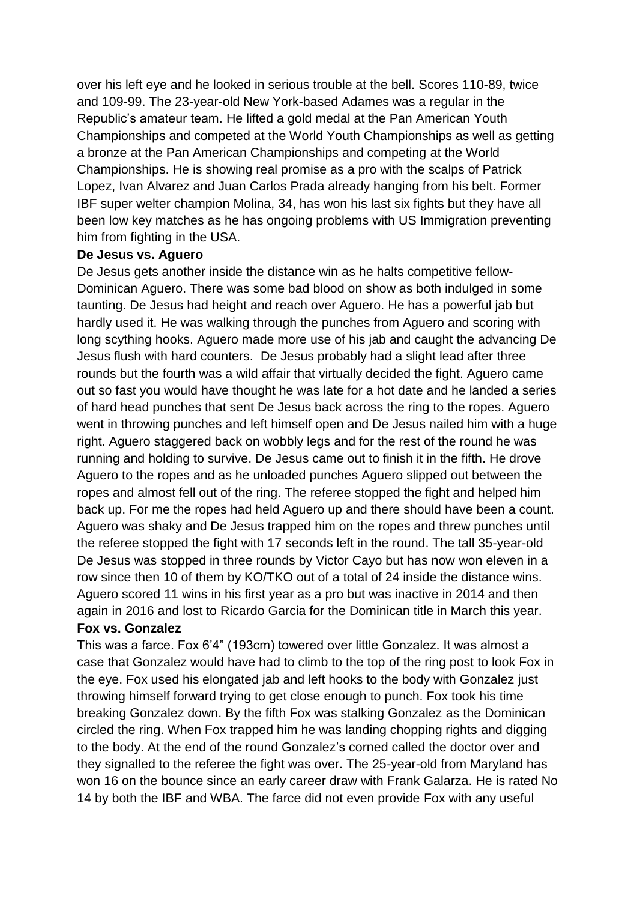over his left eye and he looked in serious trouble at the bell. Scores 110-89, twice and 109-99. The 23-year-old New York-based Adames was a regular in the Republic's amateur team. He lifted a gold medal at the Pan American Youth Championships and competed at the World Youth Championships as well as getting a bronze at the Pan American Championships and competing at the World Championships. He is showing real promise as a pro with the scalps of Patrick Lopez, Ivan Alvarez and Juan Carlos Prada already hanging from his belt. Former IBF super welter champion Molina, 34, has won his last six fights but they have all been low key matches as he has ongoing problems with US Immigration preventing him from fighting in the USA.

**De Jesus vs. Aguero**

De Jesus gets another inside the distance win as he halts competitive fellow-Dominican Aguero. There was some bad blood on show as both indulged in some taunting. De Jesus had height and reach over Aguero. He has a powerful jab but hardly used it. He was walking through the punches from Aguero and scoring with long scything hooks. Aguero made more use of his jab and caught the advancing De Jesus flush with hard counters. De Jesus probably had a slight lead after three rounds but the fourth was a wild affair that virtually decided the fight. Aguero came out so fast you would have thought he was late for a hot date and he landed a series of hard head punches that sent De Jesus back across the ring to the ropes. Aguero went in throwing punches and left himself open and De Jesus nailed him with a huge right. Aguero staggered back on wobbly legs and for the rest of the round he was running and holding to survive. De Jesus came out to finish it in the fifth. He drove Aguero to the ropes and as he unloaded punches Aguero slipped out between the ropes and almost fell out of the ring. The referee stopped the fight and helped him back up. For me the ropes had held Aguero up and there should have been a count. Aguero was shaky and De Jesus trapped him on the ropes and threw punches until the referee stopped the fight with 17 seconds left in the round. The tall 35-year-old De Jesus was stopped in three rounds by Victor Cayo but has now won eleven in a row since then 10 of them by KO/TKO out of a total of 24 inside the distance wins. Aguero scored 11 wins in his first year as a pro but was inactive in 2014 and then again in 2016 and lost to Ricardo Garcia for the Dominican title in March this year.

**Fox vs. Gonzalez**

This was a farce. Fox 6'4" (193cm) towered over little Gonzalez. It was almost a case that Gonzalez would have had to climb to the top of the ring post to look Fox in the eye. Fox used his elongated jab and left hooks to the body with Gonzalez just throwing himself forward trying to get close enough to punch. Fox took his time breaking Gonzalez down. By the fifth Fox was stalking Gonzalez as the Dominican circled the ring. When Fox trapped him he was landing chopping rights and digging to the body. At the end of the round Gonzalez's corned called the doctor over and they signalled to the referee the fight was over. The 25-year-old from Maryland has won 16 on the bounce since an early career draw with Frank Galarza. He is rated No 14 by both the IBF and WBA. The farce did not even provide Fox with any useful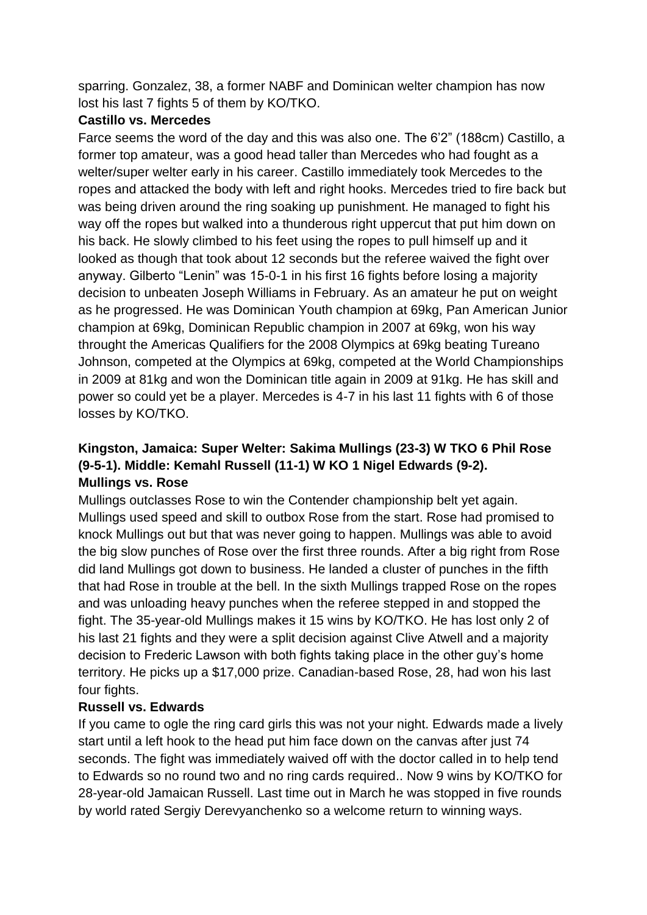sparring. Gonzalez, 38, a former NABF and Dominican welter champion has now lost his last 7 fights 5 of them by KO/TKO.

**Castillo vs. Mercedes**

Farce seems the word of the day and this was also one. The 6'2" (188cm) Castillo, a former top amateur, was a good head taller than Mercedes who had fought as a welter/super welter early in his career. Castillo immediately took Mercedes to the ropes and attacked the body with left and right hooks. Mercedes tried to fire back but was being driven around the ring soaking up punishment. He managed to fight his way off the ropes but walked into a thunderous right uppercut that put him down on his back. He slowly climbed to his feet using the ropes to pull himself up and it looked as though that took about 12 seconds but the referee waived the fight over anyway. Gilberto "Lenin" was 15-0-1 in his first 16 fights before losing a majority decision to unbeaten Joseph Williams in February. As an amateur he put on weight as he progressed. He was Dominican Youth champion at 69kg, Pan American Junior champion at 69kg, Dominican Republic champion in 2007 at 69kg, won his way throught the Americas Qualifiers for the 2008 Olympics at 69kg beating Tureano Johnson, competed at the Olympics at 69kg, competed at the World Championships in 2009 at 81kg and won the Dominican title again in 2009 at 91kg. He has skill and power so could yet be a player. Mercedes is 4-7 in his last 11 fights with 6 of those losses by KO/TKO.

**Kingston, Jamaica: Super Welter: Sakima Mullings (23-3) W TKO 6 Phil Rose (9-5-1). Middle: Kemahl Russell (11-1) W KO 1 Nigel Edwards (9-2).**

**Mullings vs. Rose**

Mullings outclasses Rose to win the Contender championship belt yet again. Mullings used speed and skill to outbox Rose from the start. Rose had promised to knock Mullings out but that was never going to happen. Mullings was able to avoid the big slow punches of Rose over the first three rounds. After a big right from Rose did land Mullings got down to business. He landed a cluster of punches in the fifth that had Rose in trouble at the bell. In the sixth Mullings trapped Rose on the ropes and was unloading heavy punches when the referee stepped in and stopped the fight. The 35-year-old Mullings makes it 15 wins by KO/TKO. He has lost only 2 of his last 21 fights and they were a split decision against Clive Atwell and a majority decision to Frederic Lawson with both fights taking place in the other guy's home territory. He picks up a $17,000 prize. Canadian-based Rose, 28, had won his last four fights.

**Russell vs. Edwards**

If you came to ogle the ring card girls this was not your night. Edwards made a lively start until a left hook to the head put him face down on the canvas after just 74 seconds. The fight was immediately waived off with the doctor called in to help tend to Edwards so no round two and no ring cards required.. Now 9 wins by KO/TKO for 28-year-old Jamaican Russell. Last time out in March he was stopped in five rounds by world rated Sergiy Derevyanchenko so a welcome return to winning ways.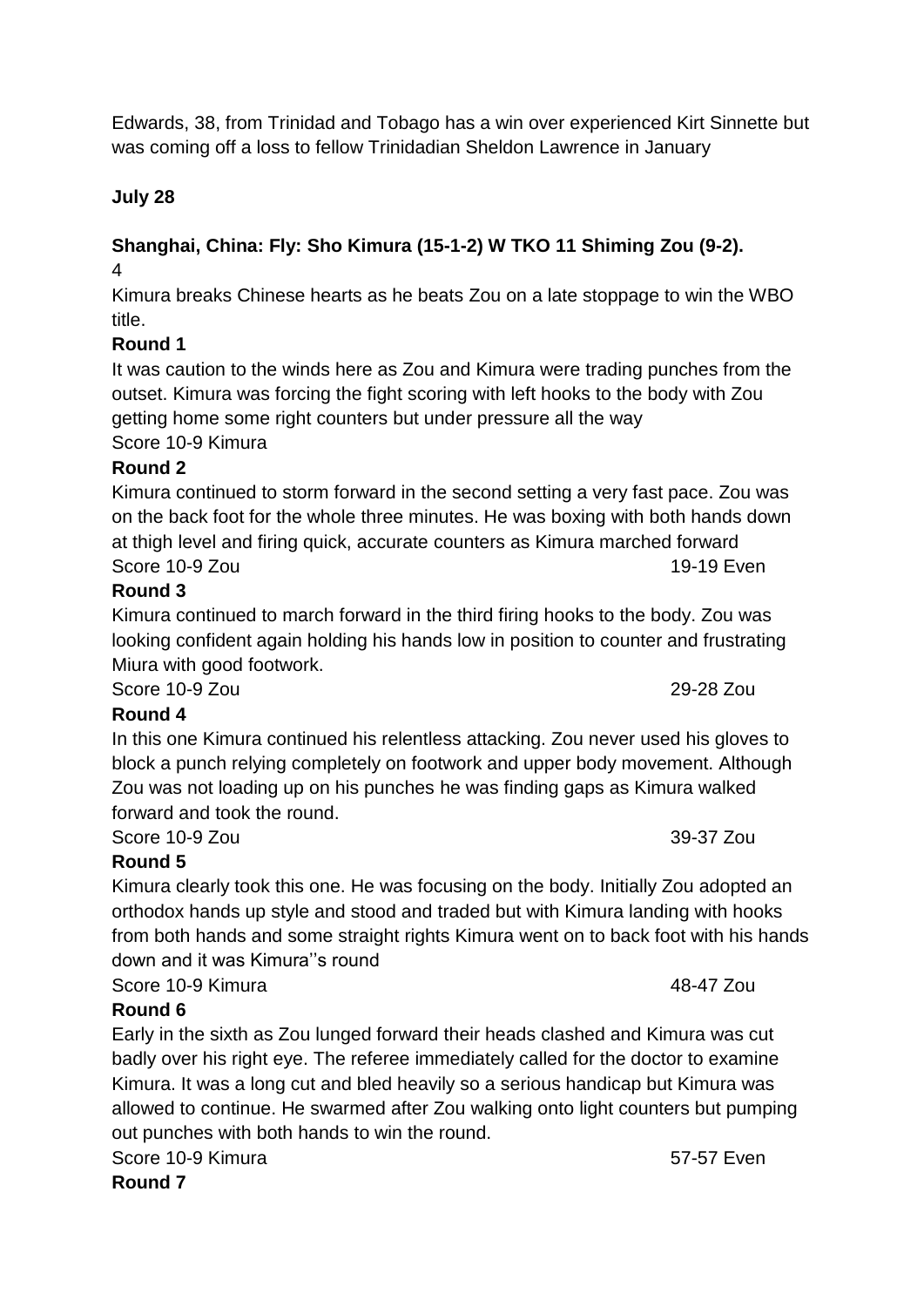Edwards, 38, from Trinidad and Tobago has a win over experienced Kirt Sinnette but was coming off a loss to fellow Trinidadian Sheldon Lawrence in January

**July 28**

**Shanghai, China: Fly: Sho Kimura (15-1-2) W TKO 11 Shiming Zou (9-2).**

Kimura breaks Chinese hearts as he beats Zou on a late stoppage to win the WBO title.

**Round 1**

It was caution to the winds here as Zou and Kimura were trading punches from the outset. Kimura was forcing the fight scoring with left hooks to the body with Zou getting home some right counters but under pressure all the way

Score 10-9 Kimura

**Round 2**

Kimura continued to storm forward in the second setting a very fast pace. Zou was on the back foot for the whole three minutes. He was boxing with both hands down at thigh level and firing quick, accurate counters as Kimura marched forward

Score 10-9 Zou 19-19 Even

**Round 3**

Kimura continued to march forward in the third firing hooks to the body. Zou was looking confident again holding his hands low in position to counter and frustrating Miura with good footwork.

Score 10-9 Zou 29-28 Zou

**Round 4**

In this one Kimura continued his relentless attacking. Zou never used his gloves to block a punch relying completely on footwork and upper body movement. Although Zou was not loading up on his punches he was finding gaps as Kimura walked forward and took the round.

Score 10-9 Zou 39-37 Zou

**Round 5**

Kimura clearly took this one. He was focusing on the body. Initially Zou adopted an orthodox hands up style and stood and traded but with Kimura landing with hooks from both hands and some straight rights Kimura went on to back foot with his hands down and it was Kimura''s round

Score 10-9 Kimura 48-47 Zou

**Round 6**

Early in the sixth as Zou lunged forward their heads clashed and Kimura was cut badly over his right eye. The referee immediately called for the doctor to examine Kimura. It was a long cut and bled heavily so a serious handicap but Kimura was allowed to continue. He swarmed after Zou walking onto light counters but pumping out punches with both hands to win the round.

Score 10-9 Kimura 57-57 Even

**Round 7**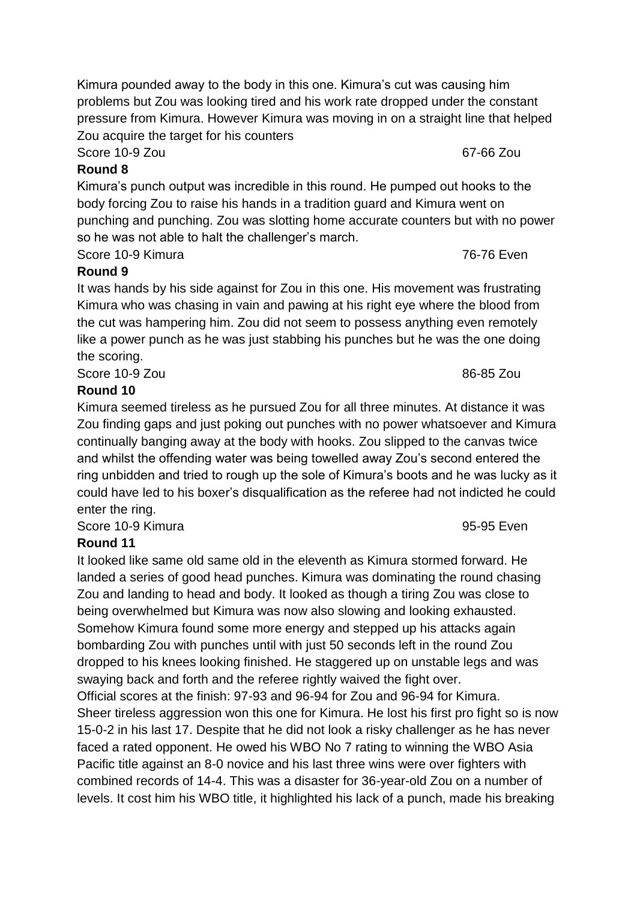Kimura pounded away to the body in this one. Kimura's cut was causing him problems but Zou was looking tired and his work rate dropped under the constant pressure from Kimura. However Kimura was moving in on a straight line that helped Zou acquire the target for his counters

Score 10-9 Zou 67-66 Zou

**Round 8**

Kimura's punch output was incredible in this round. He pumped out hooks to the body forcing Zou to raise his hands in a tradition guard and Kimura went on punching and punching. Zou was slotting home accurate counters but with no power so he was not able to halt the challenger's march.

Score 10-9 Kimura 76-76 Even

**Round 9**

It was hands by his side against for Zou in this one. His movement was frustrating Kimura who was chasing in vain and pawing at his right eye where the blood from the cut was hampering him. Zou did not seem to possess anything even remotely like a power punch as he was just stabbing his punches but he was the one doing the scoring.

Score 10-9 Zou 86-85 Zou

**Round 10**

Kimura seemed tireless as he pursued Zou for all three minutes. At distance it was Zou finding gaps and just poking out punches with no power whatsoever and Kimura continually banging away at the body with hooks. Zou slipped to the canvas twice and whilst the offending water was being towelled away Zou's second entered the ring unbidden and tried to rough up the sole of Kimura's boots and he was lucky as it could have led to his boxer's disqualification as the referee had not indicted he could enter the ring.

Score 10-9 Kimura 95-95 Even

**Round 11**

It looked like same old same old in the eleventh as Kimura stormed forward. He landed a series of good head punches. Kimura was dominating the round chasing Zou and landing to head and body. It looked as though a tiring Zou was close to being overwhelmed but Kimura was now also slowing and looking exhausted. Somehow Kimura found some more energy and stepped up his attacks again bombarding Zou with punches until with just 50 seconds left in the round Zou dropped to his knees looking finished. He staggered up on unstable legs and was swaying back and forth and the referee rightly waived the fight over.

Official scores at the finish: 97-93 and 96-94 for Zou and 96-94 for Kimura.

Sheer tireless aggression won this one for Kimura. He lost his first pro fight so is now 15-0-2 in his last 17. Despite that he did not look a risky challenger as he has never faced a rated opponent. He owed his WBO No 7 rating to winning the WBO Asia Pacific title against an 8-0 novice and his last three wins were over fighters with combined records of 14-4. This was a disaster for 36-year-old Zou on a number of levels. It cost him his WBO title, it highlighted his lack of a punch, made his breaking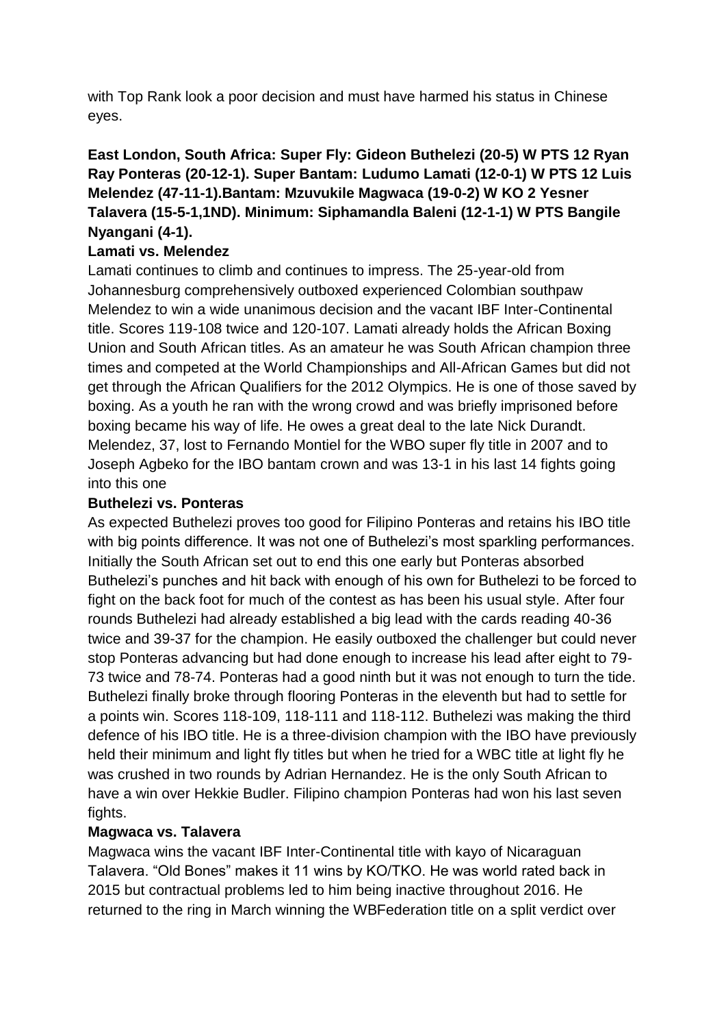with Top Rank look a poor decision and must have harmed his status in Chinese eyes.

**East London, South Africa: Super Fly: Gideon Buthelezi (20-5) W PTS 12 Ryan Ray Ponteras (20-12-1). Super Bantam: Ludumo Lamati (12-0-1) W PTS 12 Luis Melendez (47-11-1).Bantam: Mzuvukile Magwaca (19-0-2) W KO 2 Yesner Talavera (15-5-1,1ND). Minimum: Siphamandla Baleni (12-1-1) W PTS Bangile Nyangani (4-1).**

**Lamati vs. Melendez**

Lamati continues to climb and continues to impress. The 25-year-old from Johannesburg comprehensively outboxed experienced Colombian southpaw Melendez to win a wide unanimous decision and the vacant IBF Inter-Continental title. Scores 119-108 twice and 120-107. Lamati already holds the African Boxing Union and South African titles. As an amateur he was South African champion three times and competed at the World Championships and All-African Games but did not get through the African Qualifiers for the 2012 Olympics. He is one of those saved by boxing. As a youth he ran with the wrong crowd and was briefly imprisoned before boxing became his way of life. He owes a great deal to the late Nick Durandt. Melendez, 37, lost to Fernando Montiel for the WBO super fly title in 2007 and to Joseph Agbeko for the IBO bantam crown and was 13-1 in his last 14 fights going into this one

**Buthelezi vs. Ponteras**

As expected Buthelezi proves too good for Filipino Ponteras and retains his IBO title with big points difference. It was not one of Buthelezi's most sparkling performances. Initially the South African set out to end this one early but Ponteras absorbed Buthelezi's punches and hit back with enough of his own for Buthelezi to be forced to fight on the back foot for much of the contest as has been his usual style. After four rounds Buthelezi had already established a big lead with the cards reading 40-36 twice and 39-37 for the champion. He easily outboxed the challenger but could never stop Ponteras advancing but had done enough to increase his lead after eight to 79-73 twice and 78-74. Ponteras had a good ninth but it was not enough to turn the tide. Buthelezi finally broke through flooring Ponteras in the eleventh but had to settle for a points win. Scores 118-109, 118-111 and 118-112. Buthelezi was making the third defence of his IBO title. He is a three-division champion with the IBO have previously held their minimum and light fly titles but when he tried for a WBC title at light fly he was crushed in two rounds by Adrian Hernandez. He is the only South African to have a win over Hekkie Budler. Filipino champion Ponteras had won his last seven fights.

**Magwaca vs. Talavera**

Magwaca wins the vacant IBF Inter-Continental title with kayo of Nicaraguan Talavera. "Old Bones" makes it 11 wins by KO/TKO. He was world rated back in 2015 but contractual problems led to him being inactive throughout 2016. He returned to the ring in March winning the WBFederation title on a split verdict over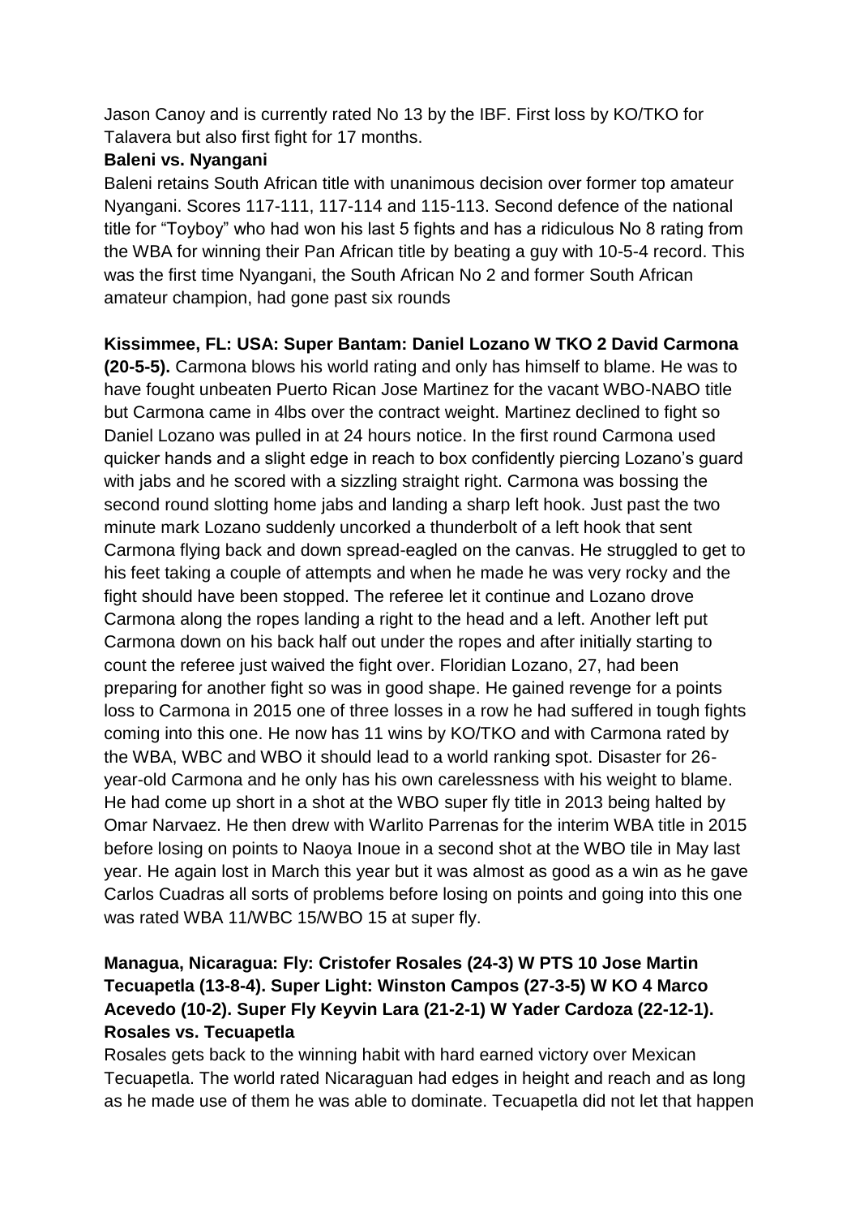Jason Canoy and is currently rated No 13 by the IBF. First loss by KO/TKO for Talavera but also first fight for 17 months.

**Baleni vs. Nyangani**

Baleni retains South African title with unanimous decision over former top amateur Nyangani. Scores 117-111, 117-114 and 115-113. Second defence of the national title for "Toyboy" who had won his last 5 fights and has a ridiculous No 8 rating from the WBA for winning their Pan African title by beating a guy with 10-5-4 record. This was the first time Nyangani, the South African No 2 and former South African amateur champion, had gone past six rounds

**Kissimmee, FL: USA: Super Bantam: Daniel Lozano W TKO 2 David Carmona (20-5-5).** Carmona blows his world rating and only has himself to blame. He was to have fought unbeaten Puerto Rican Jose Martinez for the vacant WBO-NABO title but Carmona came in 4lbs over the contract weight. Martinez declined to fight so Daniel Lozano was pulled in at 24 hours notice. In the first round Carmona used quicker hands and a slight edge in reach to box confidently piercing Lozano's guard with jabs and he scored with a sizzling straight right. Carmona was bossing the second round slotting home jabs and landing a sharp left hook. Just past the two minute mark Lozano suddenly uncorked a thunderbolt of a left hook that sent Carmona flying back and down spread-eagled on the canvas. He struggled to get to his feet taking a couple of attempts and when he made he was very rocky and the fight should have been stopped. The referee let it continue and Lozano drove Carmona along the ropes landing a right to the head and a left. Another left put Carmona down on his back half out under the ropes and after initially starting to count the referee just waived the fight over. Floridian Lozano, 27, had been preparing for another fight so was in good shape. He gained revenge for a points loss to Carmona in 2015 one of three losses in a row he had suffered in tough fights coming into this one. He now has 11 wins by KO/TKO and with Carmona rated by the WBA, WBC and WBO it should lead to a world ranking spot. Disaster for 26-year-old Carmona and he only has his own carelessness with his weight to blame. He had come up short in a shot at the WBO super fly title in 2013 being halted by Omar Narvaez. He then drew with Warlito Parrenas for the interim WBA title in 2015 before losing on points to Naoya Inoue in a second shot at the WBO tile in May last year. He again lost in March this year but it was almost as good as a win as he gave Carlos Cuadras all sorts of problems before losing on points and going into this one was rated WBA 11/WBC 15/WBO 15 at super fly.

**Managua, Nicaragua: Fly: Cristofer Rosales (24-3) W PTS 10 Jose Martin Tecuapetla (13-8-4). Super Light: Winston Campos (27-3-5) W KO 4 Marco Acevedo (10-2). Super Fly Keyvin Lara (21-2-1) W Yader Cardoza (22-12-1).**

**Rosales vs. Tecuapetla**

Rosales gets back to the winning habit with hard earned victory over Mexican Tecuapetla. The world rated Nicaraguan had edges in height and reach and as long as he made use of them he was able to dominate. Tecuapetla did not let that happen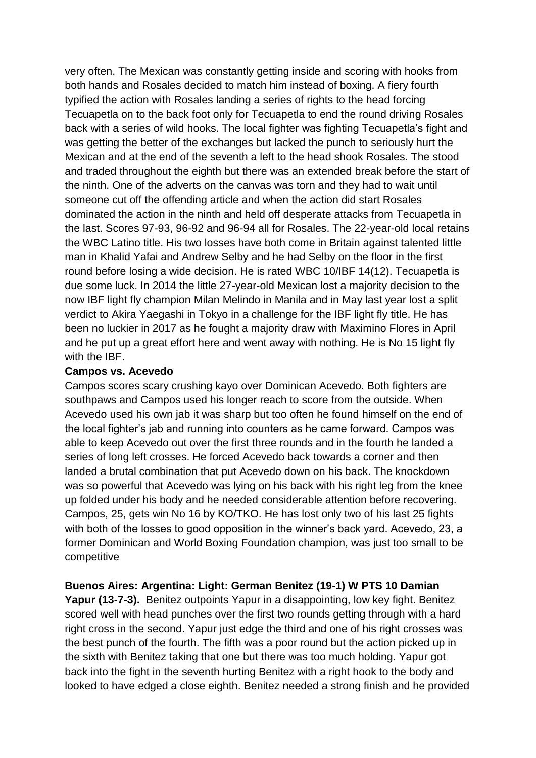very often. The Mexican was constantly getting inside and scoring with hooks from both hands and Rosales decided to match him instead of boxing. A fiery fourth typified the action with Rosales landing a series of rights to the head forcing Tecuapetla on to the back foot only for Tecuapetla to end the round driving Rosales back with a series of wild hooks. The local fighter was fighting Tecuapetla's fight and was getting the better of the exchanges but lacked the punch to seriously hurt the Mexican and at the end of the seventh a left to the head shook Rosales. The stood and traded throughout the eighth but there was an extended break before the start of the ninth. One of the adverts on the canvas was torn and they had to wait until someone cut off the offending article and when the action did start Rosales dominated the action in the ninth and held off desperate attacks from Tecuapetla in the last. Scores 97-93, 96-92 and 96-94 all for Rosales. The 22-year-old local retains the WBC Latino title. His two losses have both come in Britain against talented little man in Khalid Yafai and Andrew Selby and he had Selby on the floor in the first round before losing a wide decision. He is rated WBC 10/IBF 14(12). Tecuapetla is due some luck. In 2014 the little 27-year-old Mexican lost a majority decision to the now IBF light fly champion Milan Melindo in Manila and in May last year lost a split verdict to Akira Yaegashi in Tokyo in a challenge for the IBF light fly title. He has been no luckier in 2017 as he fought a majority draw with Maximino Flores in April and he put up a great effort here and went away with nothing. He is No 15 light fly with the IBF.

**Campos vs. Acevedo**

Campos scores scary crushing kayo over Dominican Acevedo. Both fighters are southpaws and Campos used his longer reach to score from the outside. When Acevedo used his own jab it was sharp but too often he found himself on the end of the local fighter's jab and running into counters as he came forward. Campos was able to keep Acevedo out over the first three rounds and in the fourth he landed a series of long left crosses. He forced Acevedo back towards a corner and then landed a brutal combination that put Acevedo down on his back. The knockdown was so powerful that Acevedo was lying on his back with his right leg from the knee up folded under his body and he needed considerable attention before recovering. Campos, 25, gets win No 16 by KO/TKO. He has lost only two of his last 25 fights with both of the losses to good opposition in the winner's back yard. Acevedo, 23, a former Dominican and World Boxing Foundation champion, was just too small to be competitive

**Buenos Aires: Argentina: Light: German Benitez (19-1) W PTS 10 Damian Yapur (13-7-3).** Benitez outpoints Yapur in a disappointing, low key fight. Benitez scored well with head punches over the first two rounds getting through with a hard right cross in the second. Yapur just edge the third and one of his right crosses was the best punch of the fourth. The fifth was a poor round but the action picked up in the sixth with Benitez taking that one but there was too much holding. Yapur got back into the fight in the seventh hurting Benitez with a right hook to the body and looked to have edged a close eighth. Benitez needed a strong finish and he provided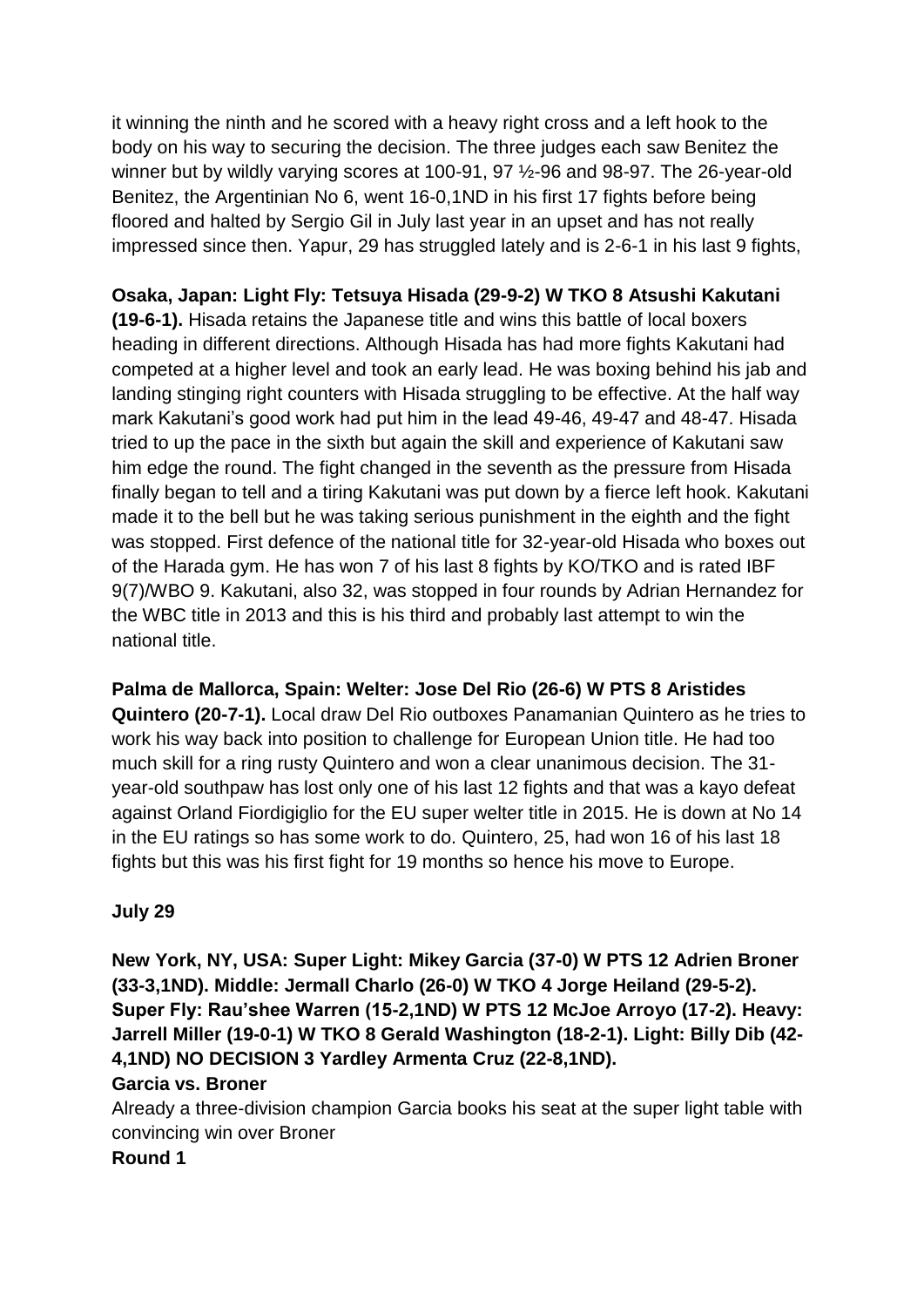it winning the ninth and he scored with a heavy right cross and a left hook to the body on his way to securing the decision. The three judges each saw Benitez the winner but by wildly varying scores at 100-91, 97 ½-96 and 98-97. The 26-year-old Benitez, the Argentinian No 6, went 16-0,1ND in his first 17 fights before being floored and halted by Sergio Gil in July last year in an upset and has not really impressed since then. Yapur, 29 has struggled lately and is 2-6-1 in his last 9 fights,

**Osaka, Japan: Light Fly: Tetsuya Hisada (29-9-2) W TKO 8 Atsushi Kakutani (19-6-1).** Hisada retains the Japanese title and wins this battle of local boxers heading in different directions. Although Hisada has had more fights Kakutani had competed at a higher level and took an early lead. He was boxing behind his jab and landing stinging right counters with Hisada struggling to be effective. At the half way mark Kakutani's good work had put him in the lead 49-46, 49-47 and 48-47. Hisada tried to up the pace in the sixth but again the skill and experience of Kakutani saw him edge the round. The fight changed in the seventh as the pressure from Hisada finally began to tell and a tiring Kakutani was put down by a fierce left hook. Kakutani made it to the bell but he was taking serious punishment in the eighth and the fight was stopped. First defence of the national title for 32-year-old Hisada who boxes out of the Harada gym. He has won 7 of his last 8 fights by KO/TKO and is rated IBF 9(7)/WBO 9. Kakutani, also 32, was stopped in four rounds by Adrian Hernandez for the WBC title in 2013 and this is his third and probably last attempt to win the national title.

**Palma de Mallorca, Spain: Welter: Jose Del Rio (26-6) W PTS 8 Aristides Quintero (20-7-1).** Local draw Del Rio outboxes Panamanian Quintero as he tries to work his way back into position to challenge for European Union title. He had too much skill for a ring rusty Quintero and won a clear unanimous decision. The 31-year-old southpaw has lost only one of his last 12 fights and that was a kayo defeat against Orland Fiordigiglio for the EU super welter title in 2015. He is down at No 14 in the EU ratings so has some work to do. Quintero, 25, had won 16 of his last 18 fights but this was his first fight for 19 months so hence his move to Europe.

**July 29**

**New York, NY, USA: Super Light: Mikey Garcia (37-0) W PTS 12 Adrien Broner (33-3,1ND). Middle: Jermall Charlo (26-0) W TKO 4 Jorge Heiland (29-5-2). Super Fly: Rau'shee Warren (15-2,1ND) W PTS 12 McJoe Arroyo (17-2). Heavy: Jarrell Miller (19-0-1) W TKO 8 Gerald Washington (18-2-1). Light: Billy Dib (42-4,1ND) NO DECISION 3 Yardley Armenta Cruz (22-8,1ND).**

**Garcia vs. Broner**

Already a three-division champion Garcia books his seat at the super light table with convincing win over Broner

**Round 1**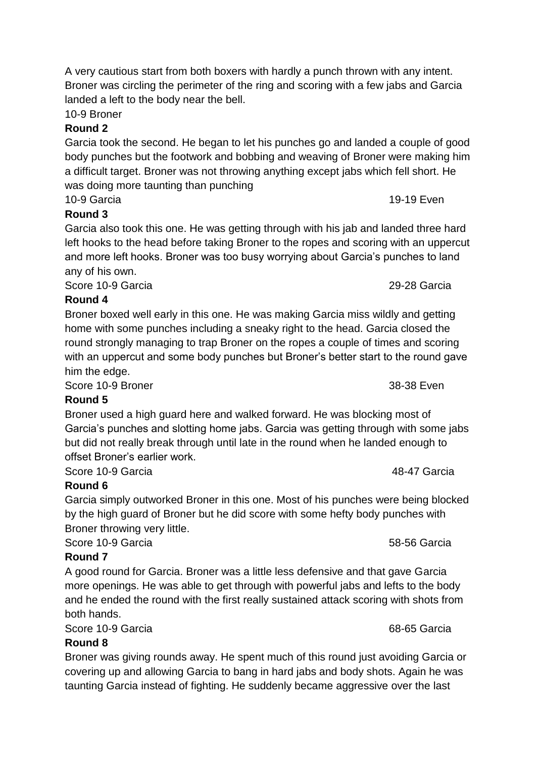A very cautious start from both boxers with hardly a punch thrown with any intent. Broner was circling the perimeter of the ring and scoring with a few jabs and Garcia landed a left to the body near the bell.

10-9 Broner

**Round 2**

Garcia took the second. He began to let his punches go and landed a couple of good body punches but the footwork and bobbing and weaving of Broner were making him a difficult target. Broner was not throwing anything except jabs which fell short. He was doing more taunting than punching

10-9 Garcia 19-19 Even

**Round 3**

Garcia also took this one. He was getting through with his jab and landed three hard left hooks to the head before taking Broner to the ropes and scoring with an uppercut and more left hooks. Broner was too busy worrying about Garcia's punches to land any of his own.

Score 10-9 Garcia 29-28 Garcia

**Round 4**

Broner boxed well early in this one. He was making Garcia miss wildly and getting home with some punches including a sneaky right to the head. Garcia closed the round strongly managing to trap Broner on the ropes a couple of times and scoring with an uppercut and some body punches but Broner's better start to the round gave him the edge.

Score 10-9 Broner 38-38 Even

**Round 5**

Broner used a high guard here and walked forward. He was blocking most of Garcia's punches and slotting home jabs. Garcia was getting through with some jabs but did not really break through until late in the round when he landed enough to offset Broner's earlier work.

Score 10-9 Garcia 48-47 Garcia

**Round 6**

Garcia simply outworked Broner in this one. Most of his punches were being blocked by the high guard of Broner but he did score with some hefty body punches with Broner throwing very little.

Score 10-9 Garcia 58-56 Garcia

**Round 7**

A good round for Garcia. Broner was a little less defensive and that gave Garcia more openings. He was able to get through with powerful jabs and lefts to the body and he ended the round with the first really sustained attack scoring with shots from both hands.

Score 10-9 Garcia 68-65 Garcia

**Round 8**

Broner was giving rounds away. He spent much of this round just avoiding Garcia or covering up and allowing Garcia to bang in hard jabs and body shots. Again he was taunting Garcia instead of fighting. He suddenly became aggressive over the last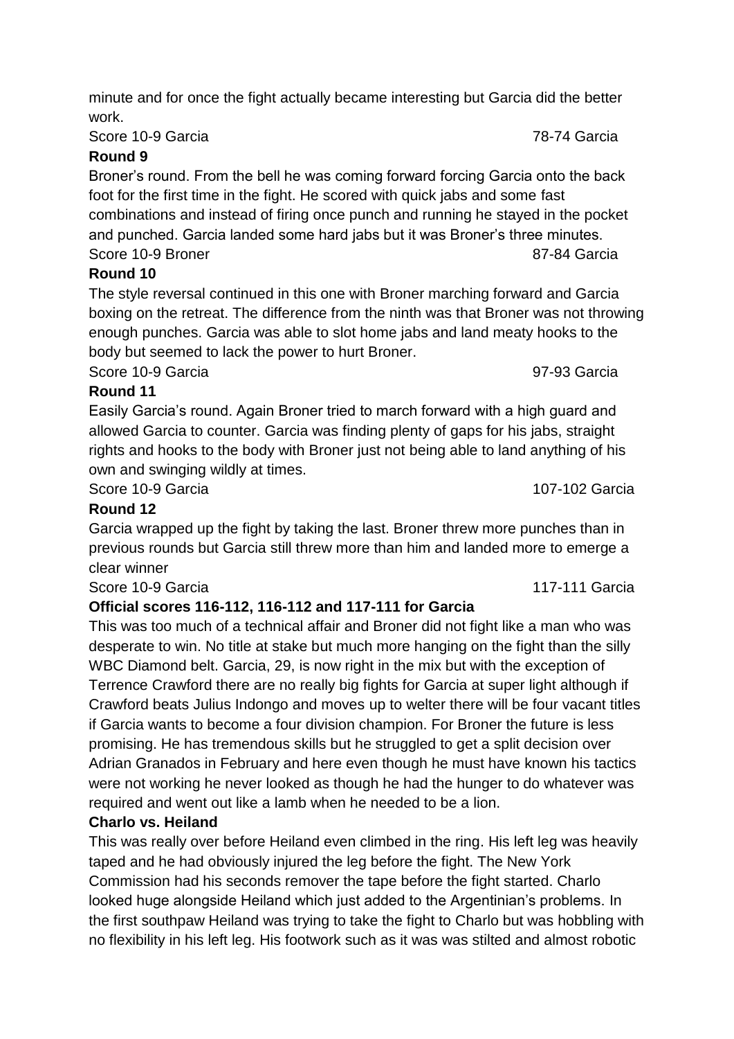minute and for once the fight actually became interesting but Garcia did the better work.

Score 10-9 Garcia 78-74 Garcia

**Round 9**

Broner's round. From the bell he was coming forward forcing Garcia onto the back foot for the first time in the fight. He scored with quick jabs and some fast combinations and instead of firing once punch and running he stayed in the pocket and punched. Garcia landed some hard jabs but it was Broner's three minutes.

Score 10-9 Broner 87-84 Garcia

**Round 10**

The style reversal continued in this one with Broner marching forward and Garcia boxing on the retreat. The difference from the ninth was that Broner was not throwing enough punches. Garcia was able to slot home jabs and land meaty hooks to the body but seemed to lack the power to hurt Broner.

Score 10-9 Garcia 97-93 Garcia

**Round 11**

Easily Garcia's round. Again Broner tried to march forward with a high guard and allowed Garcia to counter. Garcia was finding plenty of gaps for his jabs, straight rights and hooks to the body with Broner just not being able to land anything of his own and swinging wildly at times.

Score 10-9 Garcia 107-102 Garcia

**Round 12**

Garcia wrapped up the fight by taking the last. Broner threw more punches than in previous rounds but Garcia still threw more than him and landed more to emerge a clear winner

Score 10-9 Garcia 117-111 Garcia

**Official scores 116-112, 116-112 and 117-111 for Garcia**

This was too much of a technical affair and Broner did not fight like a man who was desperate to win. No title at stake but much more hanging on the fight than the silly WBC Diamond belt. Garcia, 29, is now right in the mix but with the exception of Terrence Crawford there are no really big fights for Garcia at super light although if Crawford beats Julius Indongo and moves up to welter there will be four vacant titles if Garcia wants to become a four division champion. For Broner the future is less promising. He has tremendous skills but he struggled to get a split decision over Adrian Granados in February and here even though he must have known his tactics were not working he never looked as though he had the hunger to do whatever was required and went out like a lamb when he needed to be a lion.

**Charlo vs. Heiland**

This was really over before Heiland even climbed in the ring. His left leg was heavily taped and he had obviously injured the leg before the fight. The New York Commission had his seconds remover the tape before the fight started. Charlo looked huge alongside Heiland which just added to the Argentinian's problems. In the first southpaw Heiland was trying to take the fight to Charlo but was hobbling with no flexibility in his left leg. His footwork such as it was was stilted and almost robotic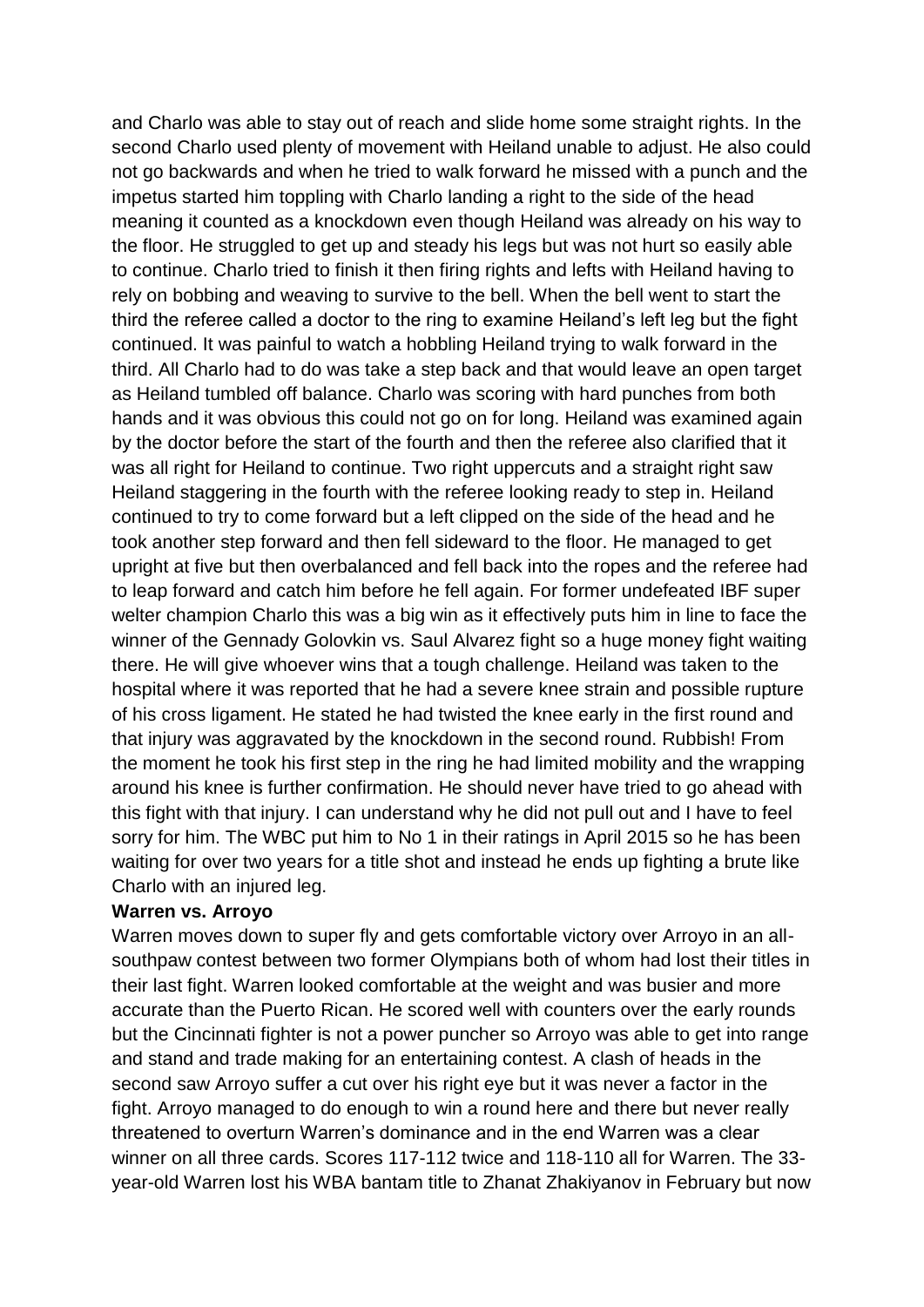and Charlo was able to stay out of reach and slide home some straight rights. In the second Charlo used plenty of movement with Heiland unable to adjust. He also could not go backwards and when he tried to walk forward he missed with a punch and the impetus started him toppling with Charlo landing a right to the side of the head meaning it counted as a knockdown even though Heiland was already on his way to the floor. He struggled to get up and steady his legs but was not hurt so easily able to continue. Charlo tried to finish it then firing rights and lefts with Heiland having to rely on bobbing and weaving to survive to the bell. When the bell went to start the third the referee called a doctor to the ring to examine Heiland's left leg but the fight continued. It was painful to watch a hobbling Heiland trying to walk forward in the third. All Charlo had to do was take a step back and that would leave an open target as Heiland tumbled off balance. Charlo was scoring with hard punches from both hands and it was obvious this could not go on for long. Heiland was examined again by the doctor before the start of the fourth and then the referee also clarified that it was all right for Heiland to continue. Two right uppercuts and a straight right saw Heiland staggering in the fourth with the referee looking ready to step in. Heiland continued to try to come forward but a left clipped on the side of the head and he took another step forward and then fell sideward to the floor. He managed to get upright at five but then overbalanced and fell back into the ropes and the referee had to leap forward and catch him before he fell again. For former undefeated IBF super welter champion Charlo this was a big win as it effectively puts him in line to face the winner of the Gennady Golovkin vs. Saul Alvarez fight so a huge money fight waiting there. He will give whoever wins that a tough challenge. Heiland was taken to the hospital where it was reported that he had a severe knee strain and possible rupture of his cross ligament. He stated he had twisted the knee early in the first round and that injury was aggravated by the knockdown in the second round. Rubbish! From the moment he took his first step in the ring he had limited mobility and the wrapping around his knee is further confirmation. He should never have tried to go ahead with this fight with that injury. I can understand why he did not pull out and I have to feel sorry for him. The WBC put him to No 1 in their ratings in April 2015 so he has been waiting for over two years for a title shot and instead he ends up fighting a brute like Charlo with an injured leg.

**Warren vs. Arroyo**

Warren moves down to super fly and gets comfortable victory over Arroyo in an all-southpaw contest between two former Olympians both of whom had lost their titles in their last fight. Warren looked comfortable at the weight and was busier and more accurate than the Puerto Rican. He scored well with counters over the early rounds but the Cincinnati fighter is not a power puncher so Arroyo was able to get into range and stand and trade making for an entertaining contest. A clash of heads in the second saw Arroyo suffer a cut over his right eye but it was never a factor in the fight. Arroyo managed to do enough to win a round here and there but never really threatened to overturn Warren's dominance and in the end Warren was a clear winner on all three cards. Scores 117-112 twice and 118-110 all for Warren. The 33-year-old Warren lost his WBA bantam title to Zhanat Zhakiyanov in February but now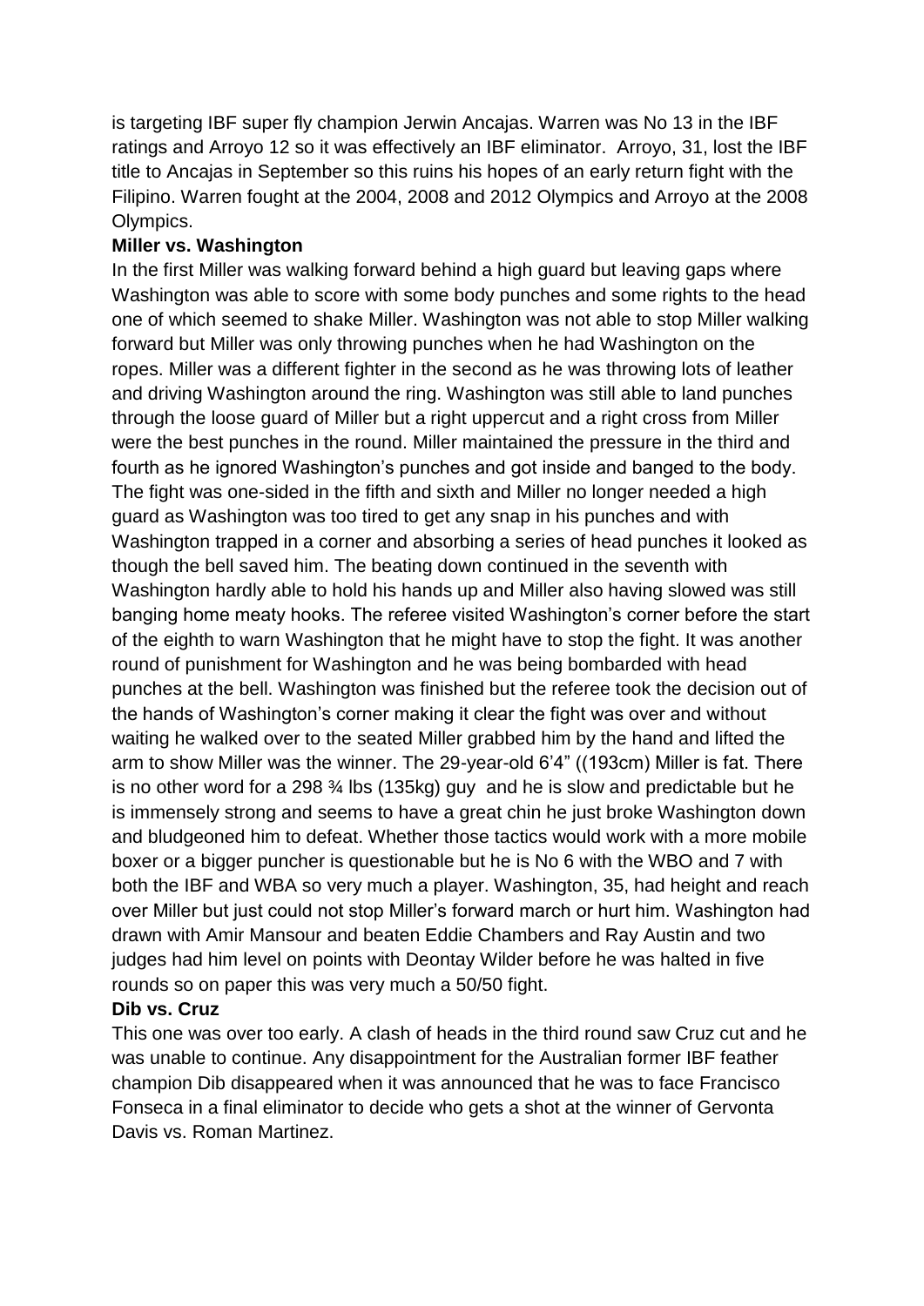is targeting IBF super fly champion Jerwin Ancajas. Warren was No 13 in the IBF ratings and Arroyo 12 so it was effectively an IBF eliminator. Arroyo, 31, lost the IBF title to Ancajas in September so this ruins his hopes of an early return fight with the Filipino. Warren fought at the 2004, 2008 and 2012 Olympics and Arroyo at the 2008 Olympics.

**Miller vs. Washington**

In the first Miller was walking forward behind a high guard but leaving gaps where Washington was able to score with some body punches and some rights to the head one of which seemed to shake Miller. Washington was not able to stop Miller walking forward but Miller was only throwing punches when he had Washington on the ropes. Miller was a different fighter in the second as he was throwing lots of leather and driving Washington around the ring. Washington was still able to land punches through the loose guard of Miller but a right uppercut and a right cross from Miller were the best punches in the round. Miller maintained the pressure in the third and fourth as he ignored Washington's punches and got inside and banged to the body. The fight was one-sided in the fifth and sixth and Miller no longer needed a high guard as Washington was too tired to get any snap in his punches and with Washington trapped in a corner and absorbing a series of head punches it looked as though the bell saved him. The beating down continued in the seventh with Washington hardly able to hold his hands up and Miller also having slowed was still banging home meaty hooks. The referee visited Washington's corner before the start of the eighth to warn Washington that he might have to stop the fight. It was another round of punishment for Washington and he was being bombarded with head punches at the bell. Washington was finished but the referee took the decision out of the hands of Washington's corner making it clear the fight was over and without waiting he walked over to the seated Miller grabbed him by the hand and lifted the arm to show Miller was the winner. The 29-year-old 6'4" ((193cm) Miller is fat. There is no other word for a 298 ¾ lbs (135kg) guy and he is slow and predictable but he is immensely strong and seems to have a great chin he just broke Washington down and bludgeoned him to defeat. Whether those tactics would work with a more mobile boxer or a bigger puncher is questionable but he is No 6 with the WBO and 7 with both the IBF and WBA so very much a player. Washington, 35, had height and reach over Miller but just could not stop Miller's forward march or hurt him. Washington had drawn with Amir Mansour and beaten Eddie Chambers and Ray Austin and two judges had him level on points with Deontay Wilder before he was halted in five rounds so on paper this was very much a 50/50 fight.

**Dib vs. Cruz**

This one was over too early. A clash of heads in the third round saw Cruz cut and he was unable to continue. Any disappointment for the Australian former IBF feather champion Dib disappeared when it was announced that he was to face Francisco Fonseca in a final eliminator to decide who gets a shot at the winner of Gervonta Davis vs. Roman Martinez.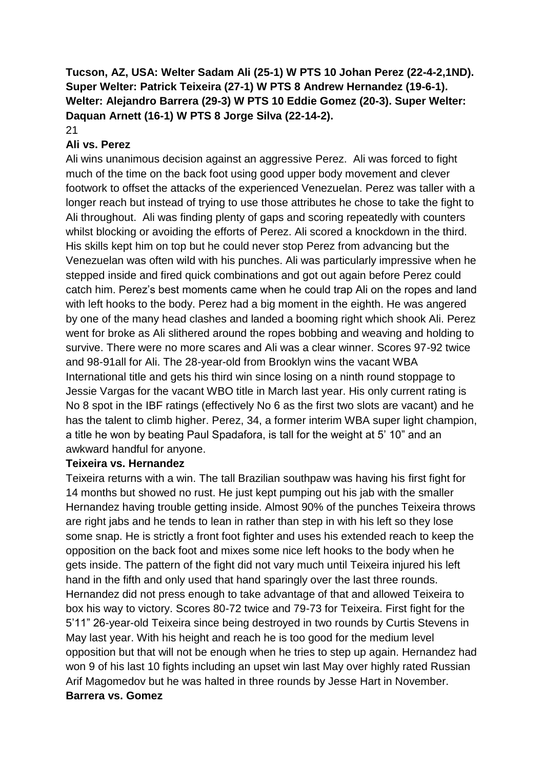**Tucson, AZ, USA: Welter Sadam Ali (25-1) W PTS 10 Johan Perez (22-4-2,1ND). Super Welter: Patrick Teixeira (27-1) W PTS 8 Andrew Hernandez (19-6-1). Welter: Alejandro Barrera (29-3) W PTS 10 Eddie Gomez (20-3). Super Welter: Daquan Arnett (16-1) W PTS 8 Jorge Silva (22-14-2).**

21

**Ali vs. Perez**

Ali wins unanimous decision against an aggressive Perez. Ali was forced to fight much of the time on the back foot using good upper body movement and clever footwork to offset the attacks of the experienced Venezuelan. Perez was taller with a longer reach but instead of trying to use those attributes he chose to take the fight to Ali throughout. Ali was finding plenty of gaps and scoring repeatedly with counters whilst blocking or avoiding the efforts of Perez. Ali scored a knockdown in the third. His skills kept him on top but he could never stop Perez from advancing but the Venezuelan was often wild with his punches. Ali was particularly impressive when he stepped inside and fired quick combinations and got out again before Perez could catch him. Perez's best moments came when he could trap Ali on the ropes and land with left hooks to the body. Perez had a big moment in the eighth. He was angered by one of the many head clashes and landed a booming right which shook Ali. Perez went for broke as Ali slithered around the ropes bobbing and weaving and holding to survive. There were no more scares and Ali was a clear winner. Scores 97-92 twice and 98-91all for Ali. The 28-year-old from Brooklyn wins the vacant WBA International title and gets his third win since losing on a ninth round stoppage to Jessie Vargas for the vacant WBO title in March last year. His only current rating is No 8 spot in the IBF ratings (effectively No 6 as the first two slots are vacant) and he has the talent to climb higher. Perez, 34, a former interim WBA super light champion, a title he won by beating Paul Spadafora, is tall for the weight at 5' 10" and an awkward handful for anyone.

**Teixeira vs. Hernandez**

Teixeira returns with a win. The tall Brazilian southpaw was having his first fight for 14 months but showed no rust. He just kept pumping out his jab with the smaller Hernandez having trouble getting inside. Almost 90% of the punches Teixeira throws are right jabs and he tends to lean in rather than step in with his left so they lose some snap. He is strictly a front foot fighter and uses his extended reach to keep the opposition on the back foot and mixes some nice left hooks to the body when he gets inside. The pattern of the fight did not vary much until Teixeira injured his left hand in the fifth and only used that hand sparingly over the last three rounds. Hernandez did not press enough to take advantage of that and allowed Teixeira to box his way to victory. Scores 80-72 twice and 79-73 for Teixeira. First fight for the 5'11" 26-year-old Teixeira since being destroyed in two rounds by Curtis Stevens in May last year. With his height and reach he is too good for the medium level opposition but that will not be enough when he tries to step up again. Hernandez had won 9 of his last 10 fights including an upset win last May over highly rated Russian Arif Magomedov but he was halted in three rounds by Jesse Hart in November.

**Barrera vs. Gomez**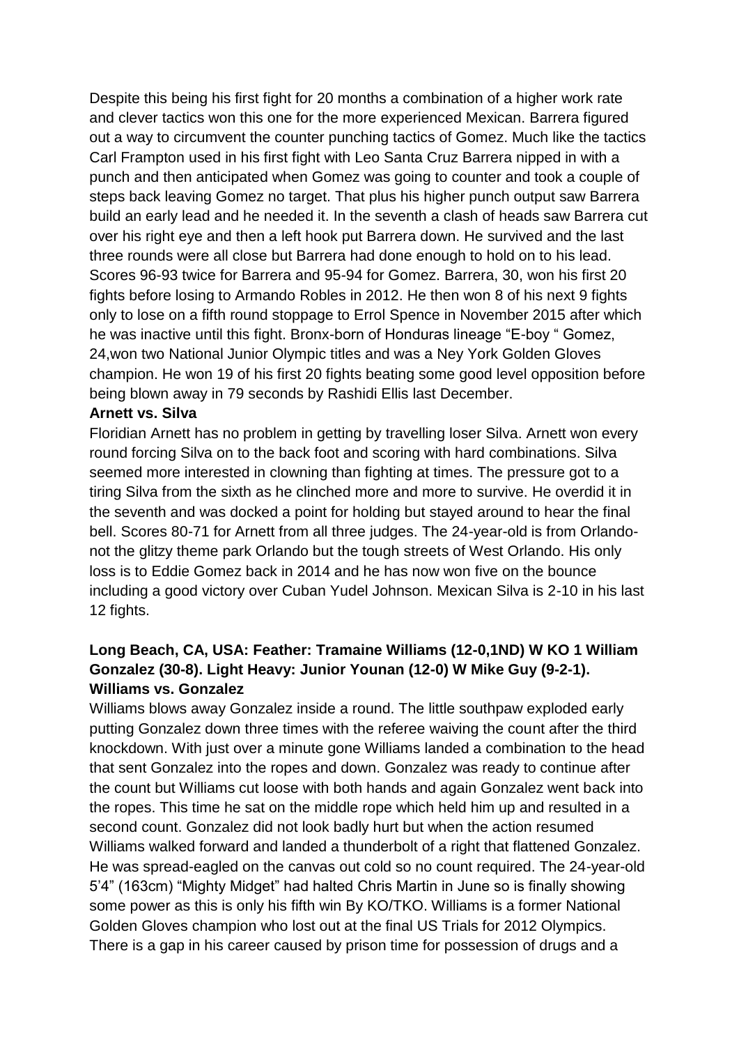Despite this being his first fight for 20 months a combination of a higher work rate and clever tactics won this one for the more experienced Mexican. Barrera figured out a way to circumvent the counter punching tactics of Gomez. Much like the tactics Carl Frampton used in his first fight with Leo Santa Cruz Barrera nipped in with a punch and then anticipated when Gomez was going to counter and took a couple of steps back leaving Gomez no target. That plus his higher punch output saw Barrera build an early lead and he needed it. In the seventh a clash of heads saw Barrera cut over his right eye and then a left hook put Barrera down. He survived and the last three rounds were all close but Barrera had done enough to hold on to his lead. Scores 96-93 twice for Barrera and 95-94 for Gomez. Barrera, 30, won his first 20 fights before losing to Armando Robles in 2012. He then won 8 of his next 9 fights only to lose on a fifth round stoppage to Errol Spence in November 2015 after which he was inactive until this fight. Bronx-born of Honduras lineage "E-boy " Gomez, 24,won two National Junior Olympic titles and was a Ney York Golden Gloves champion. He won 19 of his first 20 fights beating some good level opposition before being blown away in 79 seconds by Rashidi Ellis last December.

**Arnett vs. Silva**

Floridian Arnett has no problem in getting by travelling loser Silva. Arnett won every round forcing Silva on to the back foot and scoring with hard combinations. Silva seemed more interested in clowning than fighting at times. The pressure got to a tiring Silva from the sixth as he clinched more and more to survive. He overdid it in the seventh and was docked a point for holding but stayed around to hear the final bell. Scores 80-71 for Arnett from all three judges. The 24-year-old is from Orlando- not the glitzy theme park Orlando but the tough streets of West Orlando. His only loss is to Eddie Gomez back in 2014 and he has now won five on the bounce including a good victory over Cuban Yudel Johnson. Mexican Silva is 2-10 in his last 12 fights.

**Long Beach, CA, USA: Feather: Tramaine Williams (12-0,1ND) W KO 1 William Gonzalez (30-8). Light Heavy: Junior Younan (12-0) W Mike Guy (9-2-1).**

**Williams vs. Gonzalez**

Williams blows away Gonzalez inside a round. The little southpaw exploded early putting Gonzalez down three times with the referee waiving the count after the third knockdown. With just over a minute gone Williams landed a combination to the head that sent Gonzalez into the ropes and down. Gonzalez was ready to continue after the count but Williams cut loose with both hands and again Gonzalez went back into the ropes. This time he sat on the middle rope which held him up and resulted in a second count. Gonzalez did not look badly hurt but when the action resumed Williams walked forward and landed a thunderbolt of a right that flattened Gonzalez. He was spread-eagled on the canvas out cold so no count required. The 24-year-old 5'4" (163cm) "Mighty Midget" had halted Chris Martin in June so is finally showing some power as this is only his fifth win By KO/TKO. Williams is a former National Golden Gloves champion who lost out at the final US Trials for 2012 Olympics. There is a gap in his career caused by prison time for possession of drugs and a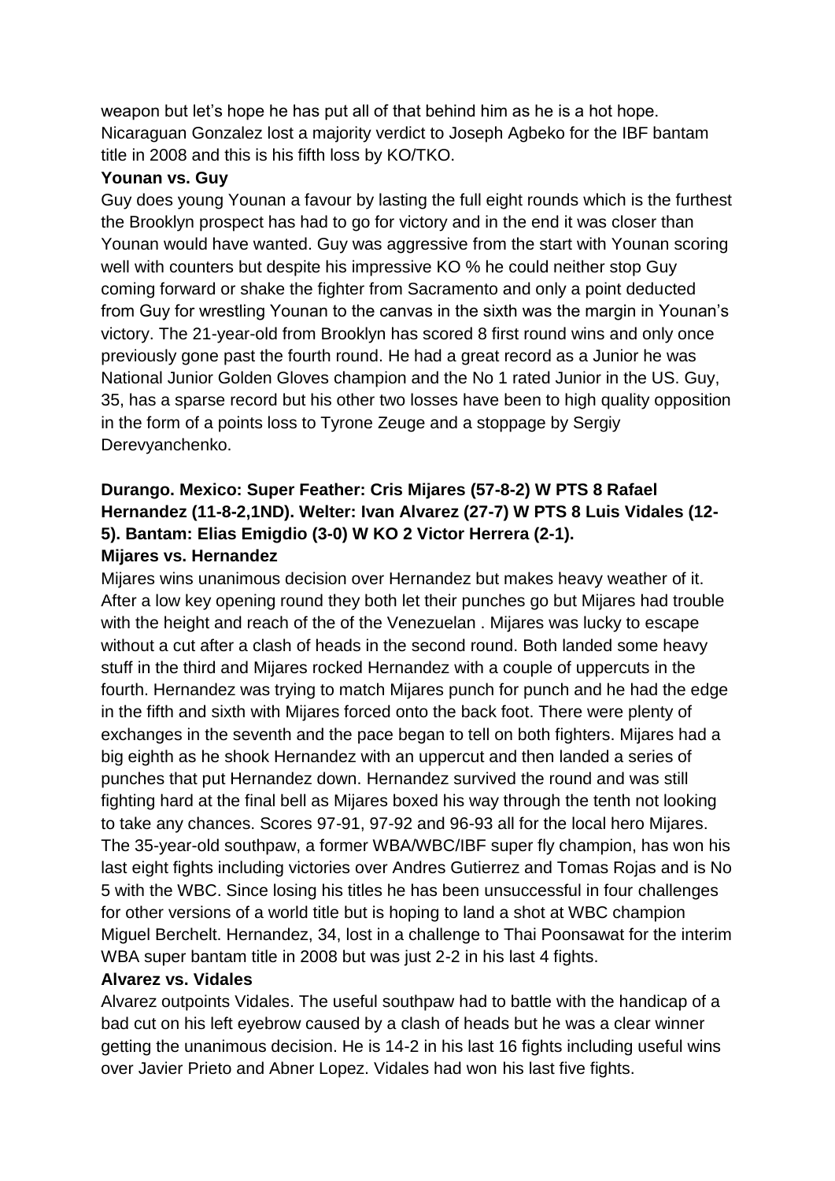weapon but let's hope he has put all of that behind him as he is a hot hope. Nicaraguan Gonzalez lost a majority verdict to Joseph Agbeko for the IBF bantam title in 2008 and this is his fifth loss by KO/TKO.

**Younan vs. Guy**

Guy does young Younan a favour by lasting the full eight rounds which is the furthest the Brooklyn prospect has had to go for victory and in the end it was closer than Younan would have wanted. Guy was aggressive from the start with Younan scoring well with counters but despite his impressive KO % he could neither stop Guy coming forward or shake the fighter from Sacramento and only a point deducted from Guy for wrestling Younan to the canvas in the sixth was the margin in Younan's victory. The 21-year-old from Brooklyn has scored 8 first round wins and only once previously gone past the fourth round. He had a great record as a Junior he was National Junior Golden Gloves champion and the No 1 rated Junior in the US. Guy, 35, has a sparse record but his other two losses have been to high quality opposition in the form of a points loss to Tyrone Zeuge and a stoppage by Sergiy Derevyanchenko.

**Durango. Mexico: Super Feather: Cris Mijares (57-8-2) W PTS 8 Rafael Hernandez (11-8-2,1ND). Welter: Ivan Alvarez (27-7) W PTS 8 Luis Vidales (12-5). Bantam: Elias Emigdio (3-0) W KO 2 Victor Herrera (2-1).**

**Mijares vs. Hernandez**

Mijares wins unanimous decision over Hernandez but makes heavy weather of it. After a low key opening round they both let their punches go but Mijares had trouble with the height and reach of the of the Venezuelan . Mijares was lucky to escape without a cut after a clash of heads in the second round. Both landed some heavy stuff in the third and Mijares rocked Hernandez with a couple of uppercuts in the fourth. Hernandez was trying to match Mijares punch for punch and he had the edge in the fifth and sixth with Mijares forced onto the back foot. There were plenty of exchanges in the seventh and the pace began to tell on both fighters. Mijares had a big eighth as he shook Hernandez with an uppercut and then landed a series of punches that put Hernandez down. Hernandez survived the round and was still fighting hard at the final bell as Mijares boxed his way through the tenth not looking to take any chances. Scores 97-91, 97-92 and 96-93 all for the local hero Mijares. The 35-year-old southpaw, a former WBA/WBC/IBF super fly champion, has won his last eight fights including victories over Andres Gutierrez and Tomas Rojas and is No 5 with the WBC. Since losing his titles he has been unsuccessful in four challenges for other versions of a world title but is hoping to land a shot at WBC champion Miguel Berchelt. Hernandez, 34, lost in a challenge to Thai Poonsawat for the interim WBA super bantam title in 2008 but was just 2-2 in his last 4 fights.

**Alvarez vs. Vidales**

Alvarez outpoints Vidales. The useful southpaw had to battle with the handicap of a bad cut on his left eyebrow caused by a clash of heads but he was a clear winner getting the unanimous decision. He is 14-2 in his last 16 fights including useful wins over Javier Prieto and Abner Lopez. Vidales had won his last five fights.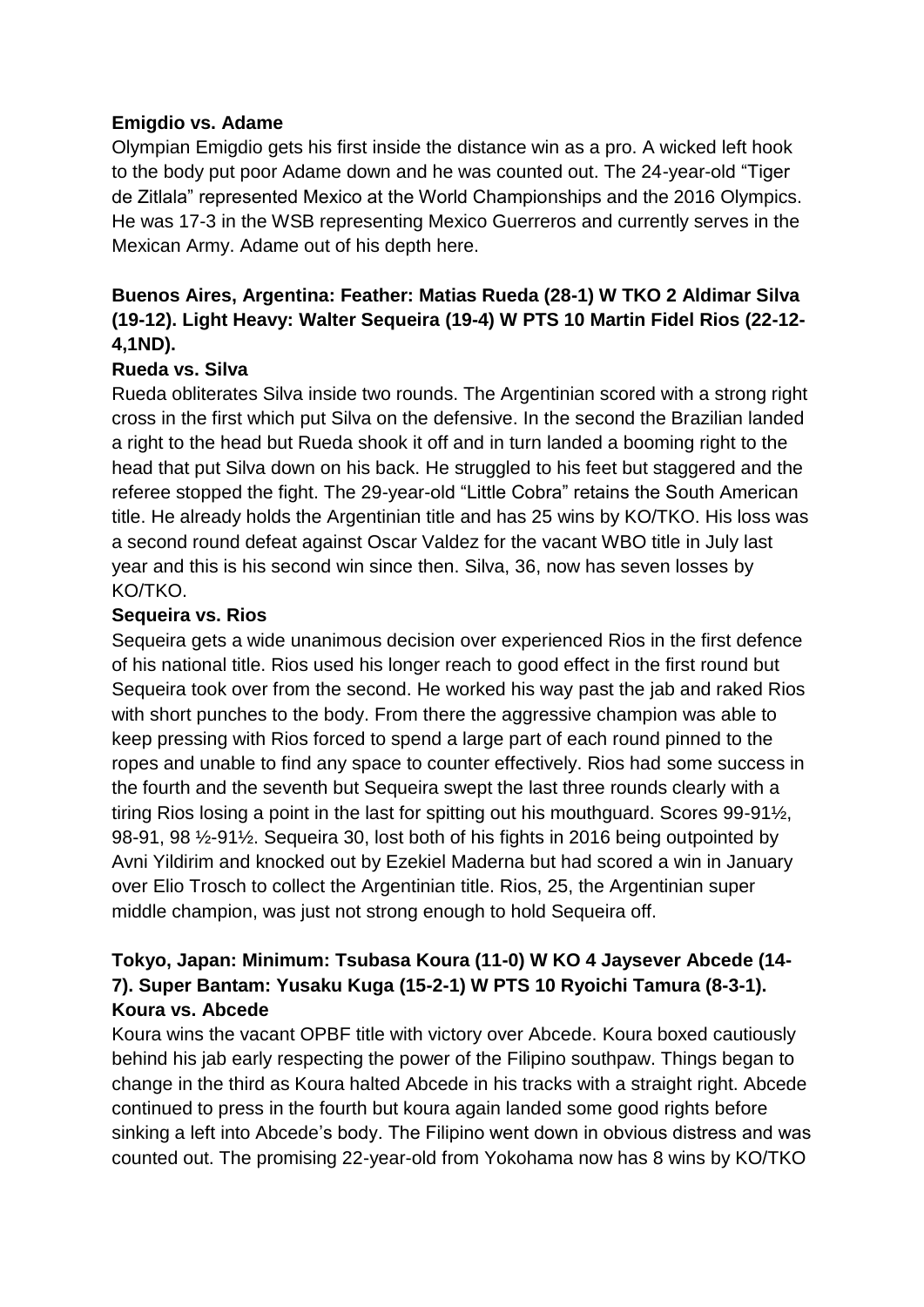**Emigdio vs. Adame**

Olympian Emigdio gets his first inside the distance win as a pro. A wicked left hook to the body put poor Adame down and he was counted out. The 24-year-old "Tiger de Zitlala" represented Mexico at the World Championships and the 2016 Olympics. He was 17-3 in the WSB representing Mexico Guerreros and currently serves in the Mexican Army. Adame out of his depth here.

**Buenos Aires, Argentina: Feather: Matias Rueda (28-1) W TKO 2 Aldimar Silva (19-12). Light Heavy: Walter Sequeira (19-4) W PTS 10 Martin Fidel Rios (22-12-4,1ND).**

**Rueda vs. Silva**

Rueda obliterates Silva inside two rounds. The Argentinian scored with a strong right cross in the first which put Silva on the defensive. In the second the Brazilian landed a right to the head but Rueda shook it off and in turn landed a booming right to the head that put Silva down on his back. He struggled to his feet but staggered and the referee stopped the fight. The 29-year-old "Little Cobra" retains the South American title. He already holds the Argentinian title and has 25 wins by KO/TKO. His loss was a second round defeat against Oscar Valdez for the vacant WBO title in July last year and this is his second win since then. Silva, 36, now has seven losses by KO/TKO.

**Sequeira vs. Rios**

Sequeira gets a wide unanimous decision over experienced Rios in the first defence of his national title. Rios used his longer reach to good effect in the first round but Sequeira took over from the second. He worked his way past the jab and raked Rios with short punches to the body. From there the aggressive champion was able to keep pressing with Rios forced to spend a large part of each round pinned to the ropes and unable to find any space to counter effectively. Rios had some success in the fourth and the seventh but Sequeira swept the last three rounds clearly with a tiring Rios losing a point in the last for spitting out his mouthguard. Scores 99-91½, 98-91, 98 ½-91½. Sequeira 30, lost both of his fights in 2016 being outpointed by Avni Yildirim and knocked out by Ezekiel Maderna but had scored a win in January over Elio Trosch to collect the Argentinian title. Rios, 25, the Argentinian super middle champion, was just not strong enough to hold Sequeira off.

**Tokyo, Japan: Minimum: Tsubasa Koura (11-0) W KO 4 Jaysever Abcede (14-7). Super Bantam: Yusaku Kuga (15-2-1) W PTS 10 Ryoichi Tamura (8-3-1).**

**Koura vs. Abcede**

Koura wins the vacant OPBF title with victory over Abcede. Koura boxed cautiously behind his jab early respecting the power of the Filipino southpaw. Things began to change in the third as Koura halted Abcede in his tracks with a straight right. Abcede continued to press in the fourth but koura again landed some good rights before sinking a left into Abcede's body. The Filipino went down in obvious distress and was counted out. The promising 22-year-old from Yokohama now has 8 wins by KO/TKO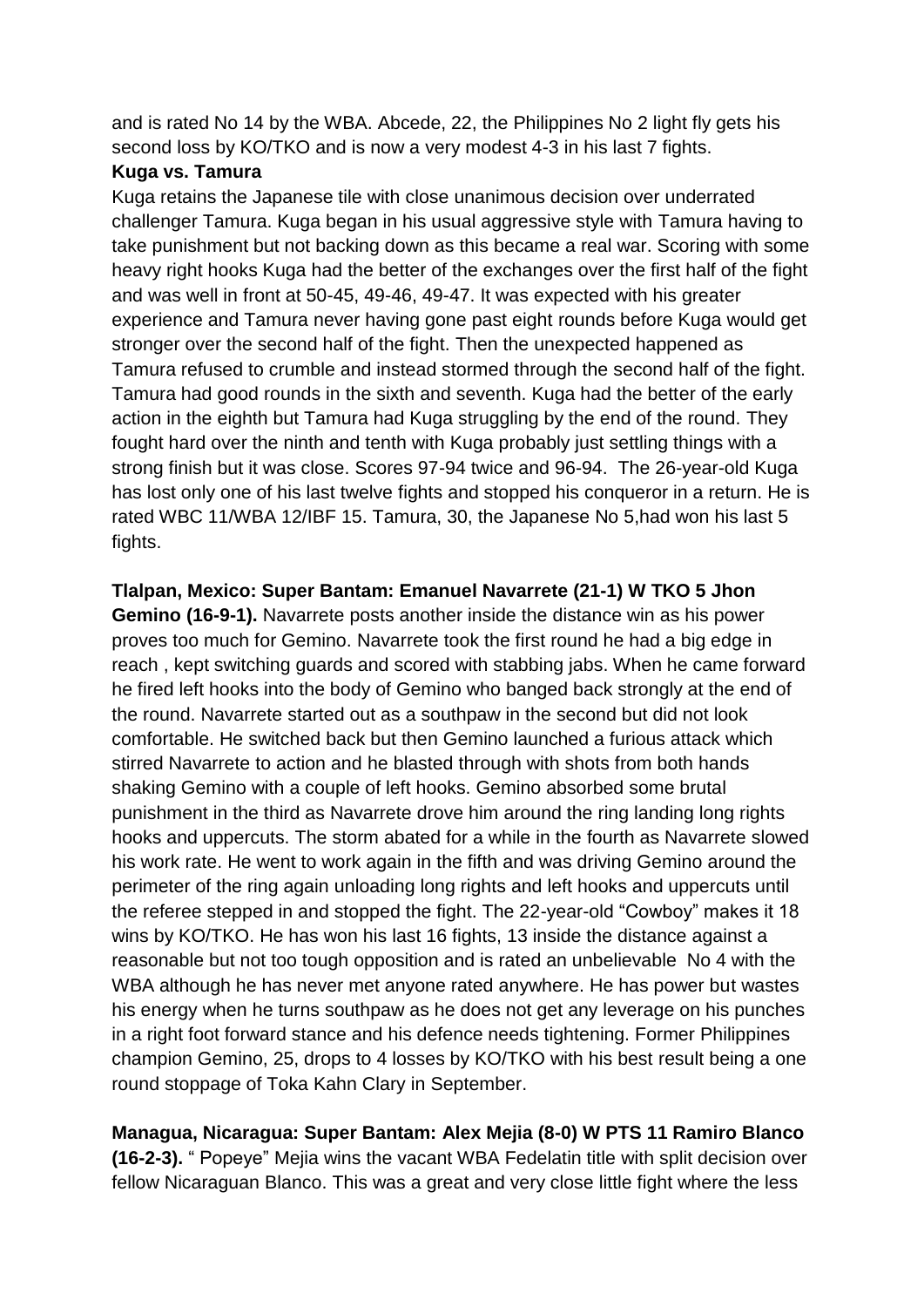and is rated No 14 by the WBA. Abcede, 22, the Philippines No 2 light fly gets his second loss by KO/TKO and is now a very modest 4-3 in his last 7 fights.

**Kuga vs. Tamura**

Kuga retains the Japanese tile with close unanimous decision over underrated challenger Tamura. Kuga began in his usual aggressive style with Tamura having to take punishment but not backing down as this became a real war. Scoring with some heavy right hooks Kuga had the better of the exchanges over the first half of the fight and was well in front at 50-45, 49-46, 49-47. It was expected with his greater experience and Tamura never having gone past eight rounds before Kuga would get stronger over the second half of the fight. Then the unexpected happened as Tamura refused to crumble and instead stormed through the second half of the fight. Tamura had good rounds in the sixth and seventh. Kuga had the better of the early action in the eighth but Tamura had Kuga struggling by the end of the round. They fought hard over the ninth and tenth with Kuga probably just settling things with a strong finish but it was close. Scores 97-94 twice and 96-94. The 26-year-old Kuga has lost only one of his last twelve fights and stopped his conqueror in a return. He is rated WBC 11/WBA 12/IBF 15. Tamura, 30, the Japanese No 5,had won his last 5 fights.

**Tlalpan, Mexico: Super Bantam: Emanuel Navarrete (21-1) W TKO 5 Jhon Gemino (16-9-1).** Navarrete posts another inside the distance win as his power proves too much for Gemino. Navarrete took the first round he had a big edge in reach , kept switching guards and scored with stabbing jabs. When he came forward he fired left hooks into the body of Gemino who banged back strongly at the end of the round. Navarrete started out as a southpaw in the second but did not look comfortable. He switched back but then Gemino launched a furious attack which stirred Navarrete to action and he blasted through with shots from both hands shaking Gemino with a couple of left hooks. Gemino absorbed some brutal punishment in the third as Navarrete drove him around the ring landing long rights hooks and uppercuts. The storm abated for a while in the fourth as Navarrete slowed his work rate. He went to work again in the fifth and was driving Gemino around the perimeter of the ring again unloading long rights and left hooks and uppercuts until the referee stepped in and stopped the fight. The 22-year-old "Cowboy" makes it 18 wins by KO/TKO. He has won his last 16 fights, 13 inside the distance against a reasonable but not too tough opposition and is rated an unbelievable No 4 with the WBA although he has never met anyone rated anywhere. He has power but wastes his energy when he turns southpaw as he does not get any leverage on his punches in a right foot forward stance and his defence needs tightening. Former Philippines champion Gemino, 25, drops to 4 losses by KO/TKO with his best result being a one round stoppage of Toka Kahn Clary in September.

**Managua, Nicaragua: Super Bantam: Alex Mejia (8-0) W PTS 11 Ramiro Blanco (16-2-3).** " Popeye" Mejia wins the vacant WBA Fedelatin title with split decision over fellow Nicaraguan Blanco. This was a great and very close little fight where the less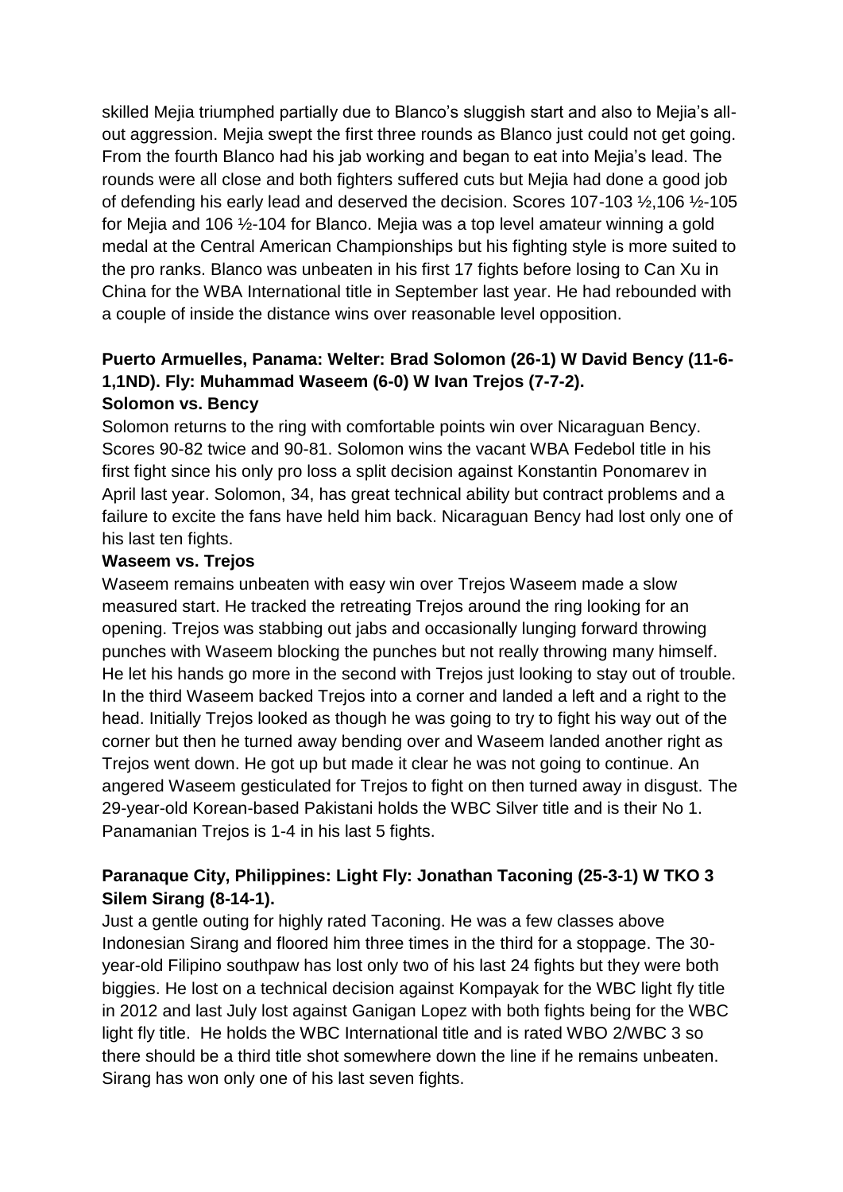skilled Mejia triumphed partially due to Blanco's sluggish start and also to Mejia's all-out aggression. Mejia swept the first three rounds as Blanco just could not get going. From the fourth Blanco had his jab working and began to eat into Mejia's lead. The rounds were all close and both fighters suffered cuts but Mejia had done a good job of defending his early lead and deserved the decision. Scores 107-103 ½,106 ½-105 for Mejia and 106 ½-104 for Blanco. Mejia was a top level amateur winning a gold medal at the Central American Championships but his fighting style is more suited to the pro ranks. Blanco was unbeaten in his first 17 fights before losing to Can Xu in China for the WBA International title in September last year. He had rebounded with a couple of inside the distance wins over reasonable level opposition.

**Puerto Armuelles, Panama: Welter: Brad Solomon (26-1) W David Bency (11-6-1,1ND). Fly: Muhammad Waseem (6-0) W Ivan Trejos (7-7-2).**

**Solomon vs. Bency**

Solomon returns to the ring with comfortable points win over Nicaraguan Bency. Scores 90-82 twice and 90-81. Solomon wins the vacant WBA Fedebol title in his first fight since his only pro loss a split decision against Konstantin Ponomarev in April last year. Solomon, 34, has great technical ability but contract problems and a failure to excite the fans have held him back. Nicaraguan Bency had lost only one of his last ten fights.

**Waseem vs. Trejos**

Waseem remains unbeaten with easy win over Trejos Waseem made a slow measured start. He tracked the retreating Trejos around the ring looking for an opening. Trejos was stabbing out jabs and occasionally lunging forward throwing punches with Waseem blocking the punches but not really throwing many himself. He let his hands go more in the second with Trejos just looking to stay out of trouble. In the third Waseem backed Trejos into a corner and landed a left and a right to the head. Initially Trejos looked as though he was going to try to fight his way out of the corner but then he turned away bending over and Waseem landed another right as Trejos went down. He got up but made it clear he was not going to continue. An angered Waseem gesticulated for Trejos to fight on then turned away in disgust. The 29-year-old Korean-based Pakistani holds the WBC Silver title and is their No 1. Panamanian Trejos is 1-4 in his last 5 fights.

**Paranaque City, Philippines: Light Fly: Jonathan Taconing (25-3-1) W TKO 3 Silem Sirang (8-14-1).**

Just a gentle outing for highly rated Taconing. He was a few classes above Indonesian Sirang and floored him three times in the third for a stoppage. The 30-year-old Filipino southpaw has lost only two of his last 24 fights but they were both biggies. He lost on a technical decision against Kompayak for the WBC light fly title in 2012 and last July lost against Ganigan Lopez with both fights being for the WBC light fly title. He holds the WBC International title and is rated WBO 2/WBC 3 so there should be a third title shot somewhere down the line if he remains unbeaten. Sirang has won only one of his last seven fights.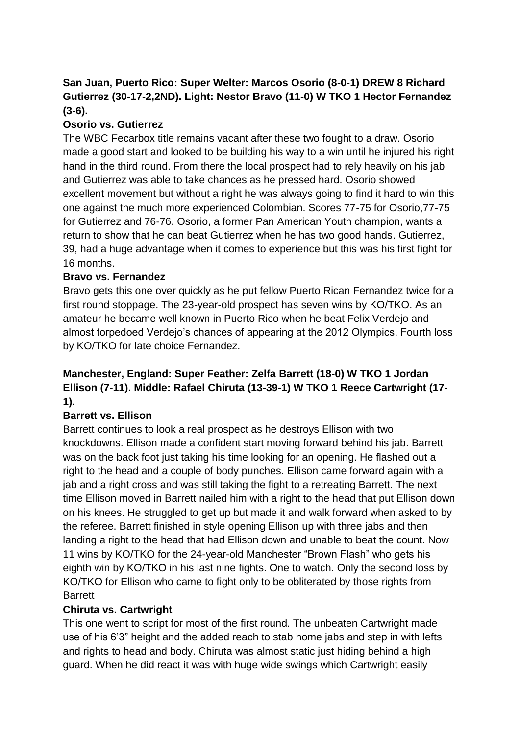**San Juan, Puerto Rico: Super Welter: Marcos Osorio (8-0-1) DREW 8 Richard Gutierrez (30-17-2,2ND). Light: Nestor Bravo (11-0) W TKO 1 Hector Fernandez (3-6).**

**Osorio vs. Gutierrez**

The WBC Fecarbox title remains vacant after these two fought to a draw. Osorio made a good start and looked to be building his way to a win until he injured his right hand in the third round. From there the local prospect had to rely heavily on his jab and Gutierrez was able to take chances as he pressed hard. Osorio showed excellent movement but without a right he was always going to find it hard to win this one against the much more experienced Colombian. Scores 77-75 for Osorio,77-75 for Gutierrez and 76-76. Osorio, a former Pan American Youth champion, wants a return to show that he can beat Gutierrez when he has two good hands. Gutierrez, 39, had a huge advantage when it comes to experience but this was his first fight for 16 months.

**Bravo vs. Fernandez**

Bravo gets this one over quickly as he put fellow Puerto Rican Fernandez twice for a first round stoppage. The 23-year-old prospect has seven wins by KO/TKO. As an amateur he became well known in Puerto Rico when he beat Felix Verdejo and almost torpedoed Verdejo's chances of appearing at the 2012 Olympics. Fourth loss by KO/TKO for late choice Fernandez.

**Manchester, England: Super Feather: Zelfa Barrett (18-0) W TKO 1 Jordan Ellison (7-11). Middle: Rafael Chiruta (13-39-1) W TKO 1 Reece Cartwright (17-1).**

**Barrett vs. Ellison**

Barrett continues to look a real prospect as he destroys Ellison with two knockdowns. Ellison made a confident start moving forward behind his jab. Barrett was on the back foot just taking his time looking for an opening. He flashed out a right to the head and a couple of body punches. Ellison came forward again with a jab and a right cross and was still taking the fight to a retreating Barrett. The next time Ellison moved in Barrett nailed him with a right to the head that put Ellison down on his knees. He struggled to get up but made it and walk forward when asked to by the referee. Barrett finished in style opening Ellison up with three jabs and then landing a right to the head that had Ellison down and unable to beat the count. Now 11 wins by KO/TKO for the 24-year-old Manchester "Brown Flash" who gets his eighth win by KO/TKO in his last nine fights. One to watch. Only the second loss by KO/TKO for Ellison who came to fight only to be obliterated by those rights from Barrett

**Chiruta vs. Cartwright**

This one went to script for most of the first round. The unbeaten Cartwright made use of his 6'3" height and the added reach to stab home jabs and step in with lefts and rights to head and body. Chiruta was almost static just hiding behind a high guard. When he did react it was with huge wide swings which Cartwright easily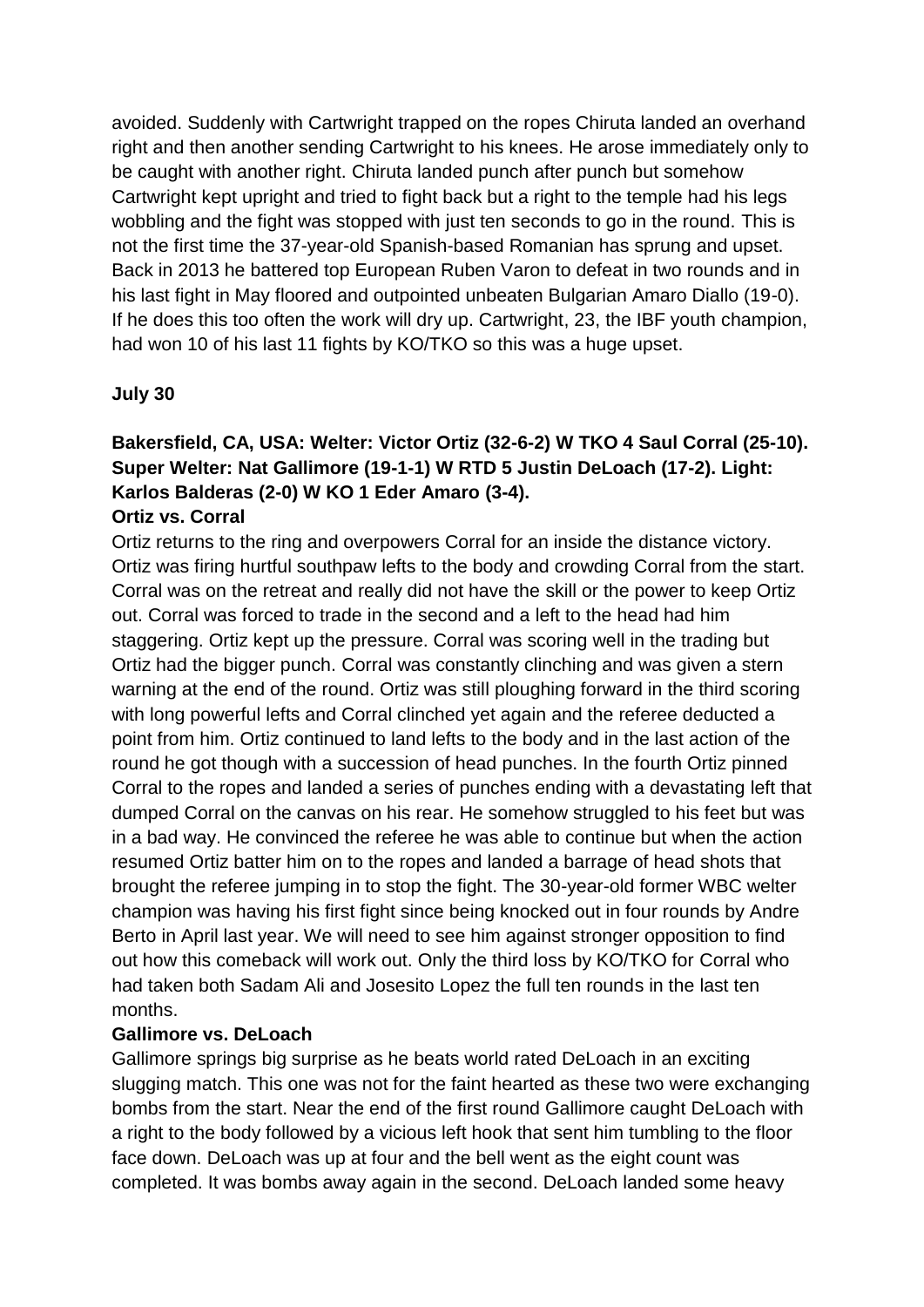avoided. Suddenly with Cartwright trapped on the ropes Chiruta landed an overhand right and then another sending Cartwright to his knees. He arose immediately only to be caught with another right. Chiruta landed punch after punch but somehow Cartwright kept upright and tried to fight back but a right to the temple had his legs wobbling and the fight was stopped with just ten seconds to go in the round. This is not the first time the 37-year-old Spanish-based Romanian has sprung and upset. Back in 2013 he battered top European Ruben Varon to defeat in two rounds and in his last fight in May floored and outpointed unbeaten Bulgarian Amaro Diallo (19-0). If he does this too often the work will dry up. Cartwright, 23, the IBF youth champion, had won 10 of his last 11 fights by KO/TKO so this was a huge upset.

**July 30**

**Bakersfield, CA, USA: Welter: Victor Ortiz (32-6-2) W TKO 4 Saul Corral (25-10). Super Welter: Nat Gallimore (19-1-1) W RTD 5 Justin DeLoach (17-2). Light: Karlos Balderas (2-0) W KO 1 Eder Amaro (3-4).**

**Ortiz vs. Corral**

Ortiz returns to the ring and overpowers Corral for an inside the distance victory. Ortiz was firing hurtful southpaw lefts to the body and crowding Corral from the start. Corral was on the retreat and really did not have the skill or the power to keep Ortiz out. Corral was forced to trade in the second and a left to the head had him staggering. Ortiz kept up the pressure. Corral was scoring well in the trading but Ortiz had the bigger punch. Corral was constantly clinching and was given a stern warning at the end of the round. Ortiz was still ploughing forward in the third scoring with long powerful lefts and Corral clinched yet again and the referee deducted a point from him. Ortiz continued to land lefts to the body and in the last action of the round he got though with a succession of head punches. In the fourth Ortiz pinned Corral to the ropes and landed a series of punches ending with a devastating left that dumped Corral on the canvas on his rear. He somehow struggled to his feet but was in a bad way. He convinced the referee he was able to continue but when the action resumed Ortiz batter him on to the ropes and landed a barrage of head shots that brought the referee jumping in to stop the fight. The 30-year-old former WBC welter champion was having his first fight since being knocked out in four rounds by Andre Berto in April last year. We will need to see him against stronger opposition to find out how this comeback will work out. Only the third loss by KO/TKO for Corral who had taken both Sadam Ali and Josesito Lopez the full ten rounds in the last ten months.

**Gallimore vs. DeLoach**

Gallimore springs big surprise as he beats world rated DeLoach in an exciting slugging match. This one was not for the faint hearted as these two were exchanging bombs from the start. Near the end of the first round Gallimore caught DeLoach with a right to the body followed by a vicious left hook that sent him tumbling to the floor face down. DeLoach was up at four and the bell went as the eight count was completed. It was bombs away again in the second. DeLoach landed some heavy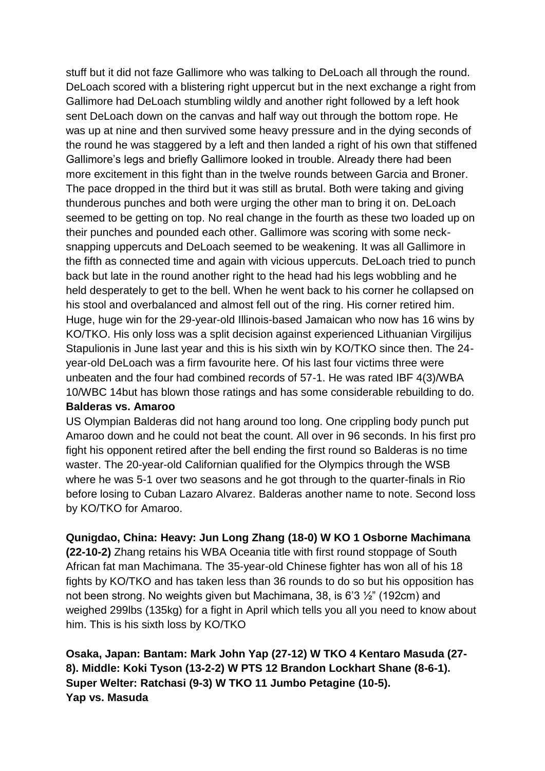stuff but it did not faze Gallimore who was talking to DeLoach all through the round. DeLoach scored with a blistering right uppercut but in the next exchange a right from Gallimore had DeLoach stumbling wildly and another right followed by a left hook sent DeLoach down on the canvas and half way out through the bottom rope. He was up at nine and then survived some heavy pressure and in the dying seconds of the round he was staggered by a left and then landed a right of his own that stiffened Gallimore's legs and briefly Gallimore looked in trouble. Already there had been more excitement in this fight than in the twelve rounds between Garcia and Broner. The pace dropped in the third but it was still as brutal. Both were taking and giving thunderous punches and both were urging the other man to bring it on. DeLoach seemed to be getting on top. No real change in the fourth as these two loaded up on their punches and pounded each other. Gallimore was scoring with some neck-snapping uppercuts and DeLoach seemed to be weakening. It was all Gallimore in the fifth as connected time and again with vicious uppercuts. DeLoach tried to punch back but late in the round another right to the head had his legs wobbling and he held desperately to get to the bell. When he went back to his corner he collapsed on his stool and overbalanced and almost fell out of the ring. His corner retired him. Huge, huge win for the 29-year-old Illinois-based Jamaican who now has 16 wins by KO/TKO. His only loss was a split decision against experienced Lithuanian Virgilijus Stapulionis in June last year and this is his sixth win by KO/TKO since then. The 24-year-old DeLoach was a firm favourite here. Of his last four victims three were unbeaten and the four had combined records of 57-1. He was rated IBF 4(3)/WBA 10/WBC 14but has blown those ratings and has some considerable rebuilding to do.

**Balderas vs. Amaroo**

US Olympian Balderas did not hang around too long. One crippling body punch put Amaroo down and he could not beat the count. All over in 96 seconds. In his first pro fight his opponent retired after the bell ending the first round so Balderas is no time waster. The 20-year-old Californian qualified for the Olympics through the WSB where he was 5-1 over two seasons and he got through to the quarter-finals in Rio before losing to Cuban Lazaro Alvarez. Balderas another name to note. Second loss by KO/TKO for Amaroo.

**Qunigdao, China: Heavy: Jun Long Zhang (18-0) W KO 1 Osborne Machimana (22-10-2)** Zhang retains his WBA Oceania title with first round stoppage of South African fat man Machimana. The 35-year-old Chinese fighter has won all of his 18 fights by KO/TKO and has taken less than 36 rounds to do so but his opposition has not been strong. No weights given but Machimana, 38, is 6'3 ½" (192cm) and weighed 299lbs (135kg) for a fight in April which tells you all you need to know about him. This is his sixth loss by KO/TKO

**Osaka, Japan: Bantam: Mark John Yap (27-12) W TKO 4 Kentaro Masuda (27-8). Middle: Koki Tyson (13-2-2) W PTS 12 Brandon Lockhart Shane (8-6-1). Super Welter: Ratchasi (9-3) W TKO 11 Jumbo Petagine (10-5).**

**Yap vs. Masuda**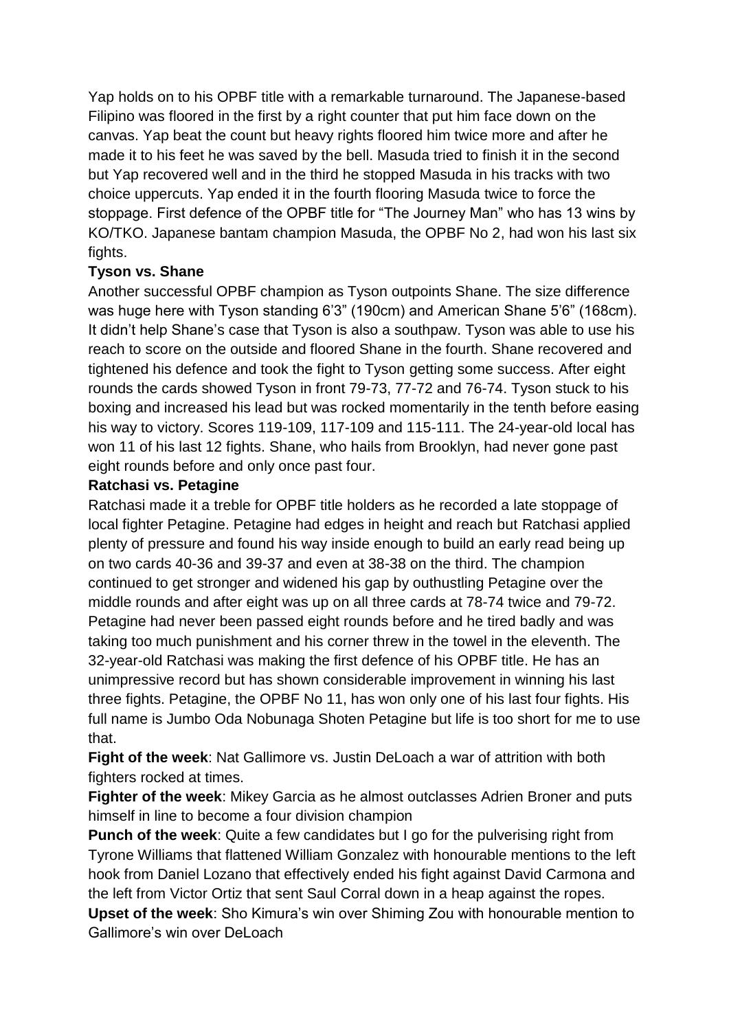Yap holds on to his OPBF title with a remarkable turnaround. The Japanese-based Filipino was floored in the first by a right counter that put him face down on the canvas. Yap beat the count but heavy rights floored him twice more and after he made it to his feet he was saved by the bell. Masuda tried to finish it in the second but Yap recovered well and in the third he stopped Masuda in his tracks with two choice uppercuts. Yap ended it in the fourth flooring Masuda twice to force the stoppage. First defence of the OPBF title for "The Journey Man" who has 13 wins by KO/TKO. Japanese bantam champion Masuda, the OPBF No 2, had won his last six fights.

**Tyson vs. Shane**

Another successful OPBF champion as Tyson outpoints Shane. The size difference was huge here with Tyson standing 6'3" (190cm) and American Shane 5'6" (168cm). It didn't help Shane's case that Tyson is also a southpaw. Tyson was able to use his reach to score on the outside and floored Shane in the fourth. Shane recovered and tightened his defence and took the fight to Tyson getting some success. After eight rounds the cards showed Tyson in front 79-73, 77-72 and 76-74. Tyson stuck to his boxing and increased his lead but was rocked momentarily in the tenth before easing his way to victory. Scores 119-109, 117-109 and 115-111. The 24-year-old local has won 11 of his last 12 fights. Shane, who hails from Brooklyn, had never gone past eight rounds before and only once past four.

**Ratchasi vs. Petagine**

Ratchasi made it a treble for OPBF title holders as he recorded a late stoppage of local fighter Petagine. Petagine had edges in height and reach but Ratchasi applied plenty of pressure and found his way inside enough to build an early read being up on two cards 40-36 and 39-37 and even at 38-38 on the third. The champion continued to get stronger and widened his gap by outhustling Petagine over the middle rounds and after eight was up on all three cards at 78-74 twice and 79-72. Petagine had never been passed eight rounds before and he tired badly and was taking too much punishment and his corner threw in the towel in the eleventh. The 32-year-old Ratchasi was making the first defence of his OPBF title. He has an unimpressive record but has shown considerable improvement in winning his last three fights. Petagine, the OPBF No 11, has won only one of his last four fights. His full name is Jumbo Oda Nobunaga Shoten Petagine but life is too short for me to use that.

**Fight of the week**: Nat Gallimore vs. Justin DeLoach a war of attrition with both fighters rocked at times.

**Fighter of the week**: Mikey Garcia as he almost outclasses Adrien Broner and puts himself in line to become a four division champion

**Punch of the week**: Quite a few candidates but I go for the pulverising right from Tyrone Williams that flattened William Gonzalez with honourable mentions to the left hook from Daniel Lozano that effectively ended his fight against David Carmona and the left from Victor Ortiz that sent Saul Corral down in a heap against the ropes.

**Upset of the week**: Sho Kimura's win over Shiming Zou with honourable mention to Gallimore's win over DeLoach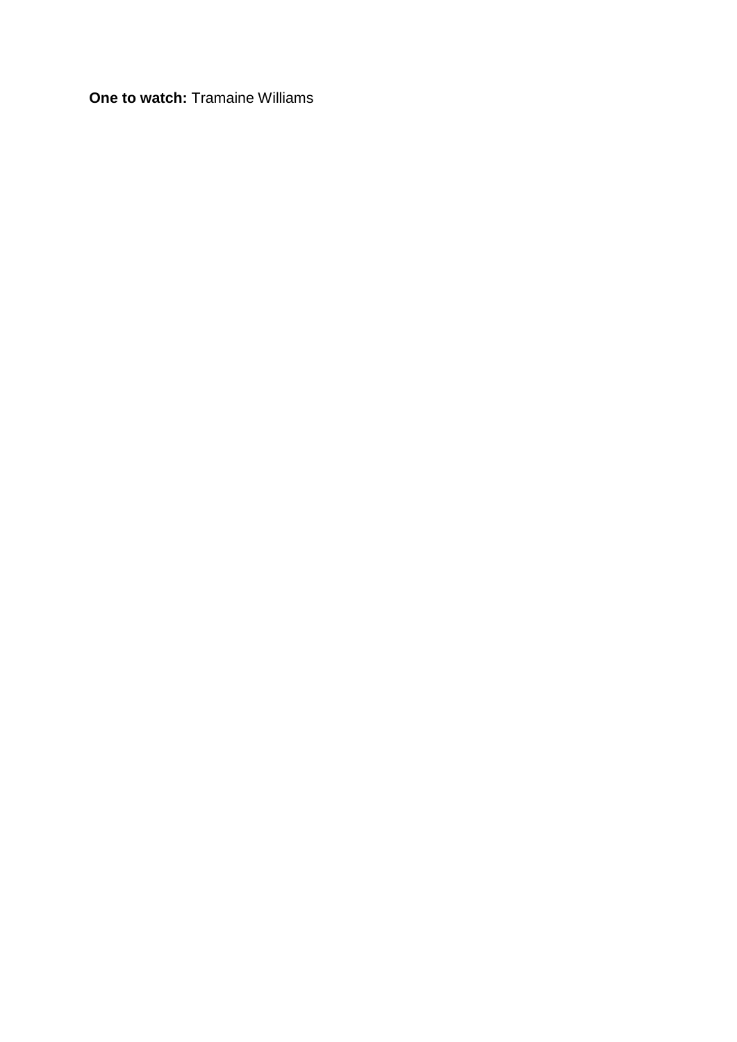**One to watch:** Tramaine Williams